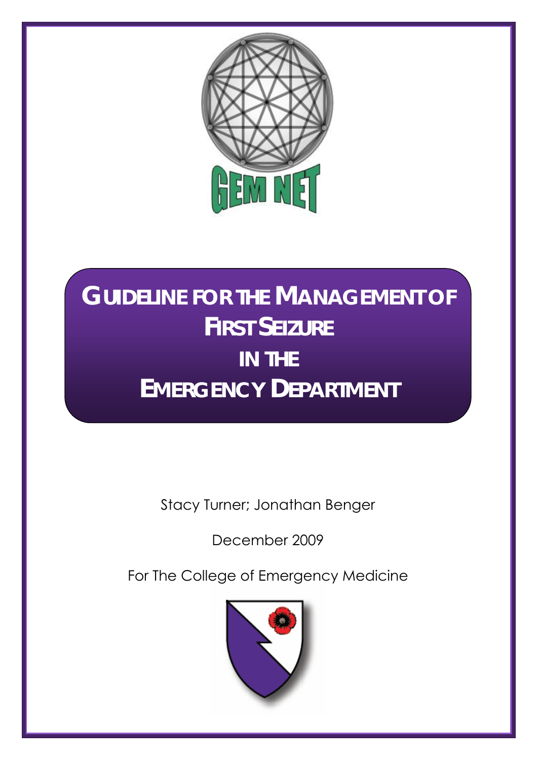GEM NET

# GUIDELINE FOR THE MANAGEMENT OF FIRST SEIZURE IN THE EMERGENCY DEPARTMENT

Stacy Turner; Jonathan Benger

December 2009

For The College of Emergency Medicine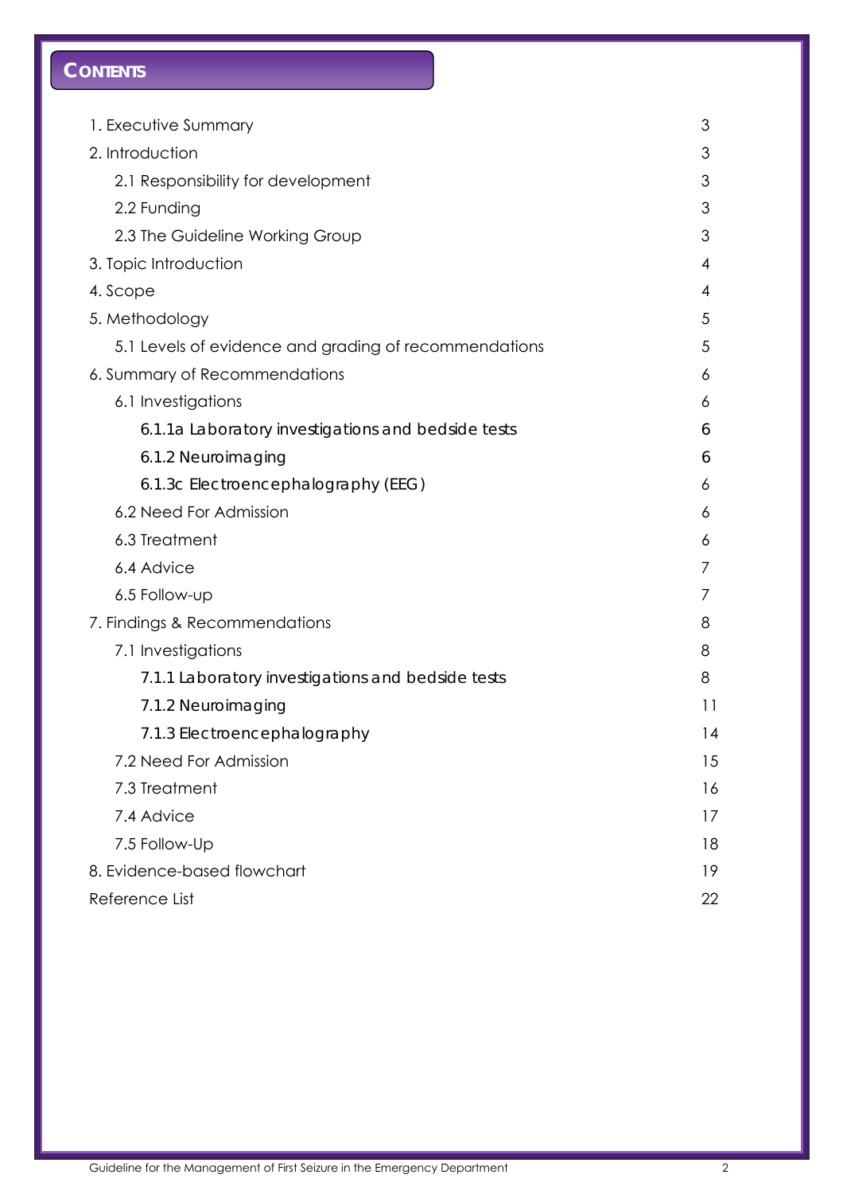# CONTENTS

| | |
|---|---|
| 1. Executive Summary | 3 |
| 2. Introduction | 3 |
| 2.1 Responsibility for development | 3 |
| 2.2 Funding | 3 |
| 2.3 The Guideline Working Group | 3 |
| 3. Topic Introduction | 4 |
| 4. Scope | 4 |
| 5. Methodology | 5 |
| 5.1 Levels of evidence and grading of recommendations | 5 |
| 6. Summary of Recommendations | 6 |
| 6.1 Investigations | 6 |
| 6.1.1a Laboratory investigations and bedside tests | 6 |
| 6.1.2 Neuroimaging | 6 |
| 6.1.3c Electroencephalography (EEG) | 6 |
| 6.2 Need For Admission | 6 |
| 6.3 Treatment | 6 |
| 6.4 Advice | 7 |
| 6.5 Follow-up | 7 |
| 7. Findings & Recommendations | 8 |
| 7.1 Investigations | 8 |
| 7.1.1 Laboratory investigations and bedside tests | 8 |
| 7.1.2 Neuroimaging | 11 |
| 7.1.3 Electroencephalography | 14 |
| 7.2 Need For Admission | 15 |
| 7.3 Treatment | 16 |
| 7.4 Advice | 17 |
| 7.5 Follow-Up | 18 |
| 8. Evidence-based flowchart | 19 |
| Reference List | 22 |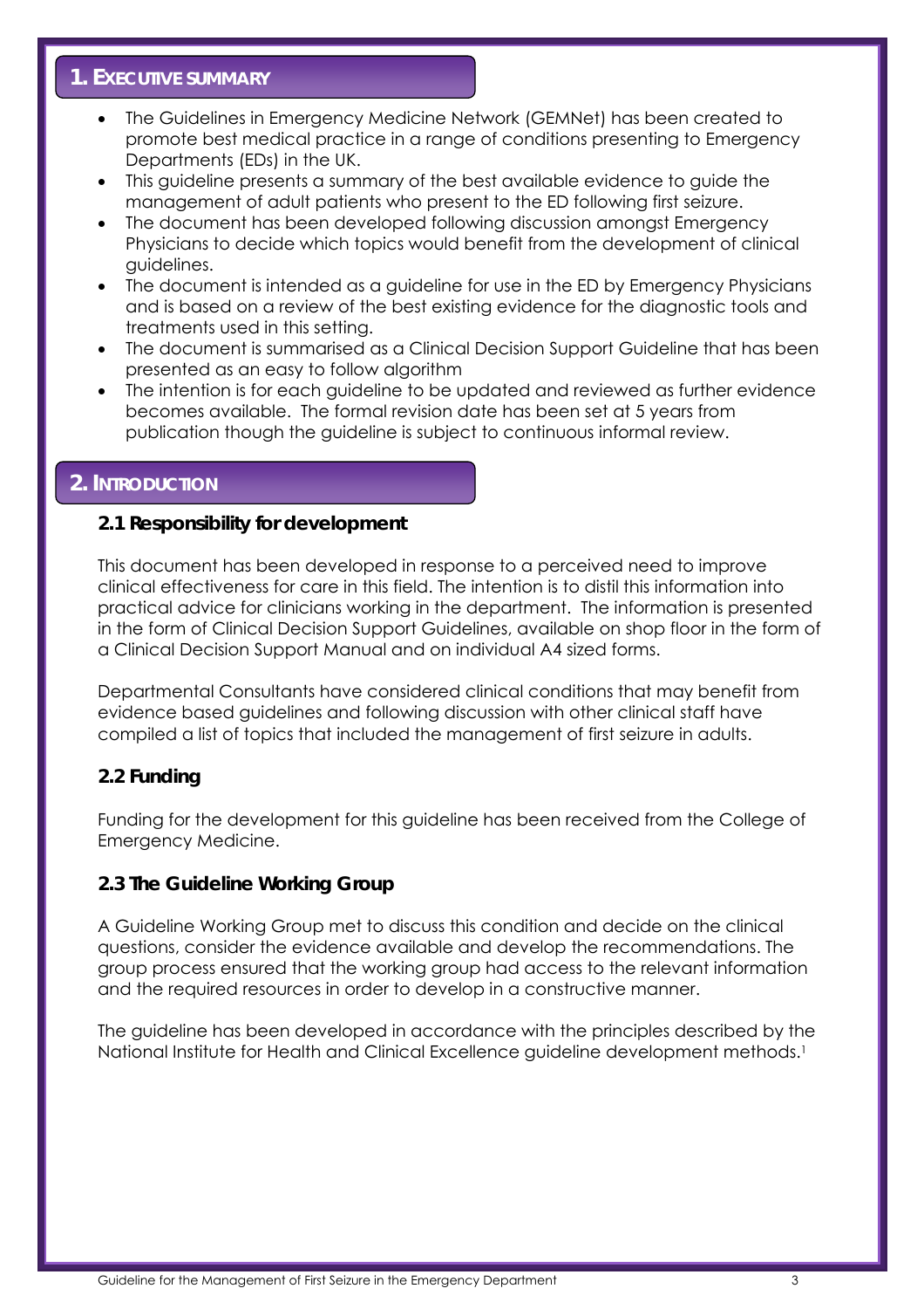## 1. Executive Summary

- The Guidelines in Emergency Medicine Network (GEMNet) has been created to promote best medical practice in a range of conditions presenting to Emergency Departments (EDs) in the UK.
- This guideline presents a summary of the best available evidence to guide the management of adult patients who present to the ED following first seizure.
- The document has been developed following discussion amongst Emergency Physicians to decide which topics would benefit from the development of clinical guidelines.
- The document is intended as a guideline for use in the ED by Emergency Physicians and is based on a review of the best existing evidence for the diagnostic tools and treatments used in this setting.
- The document is summarised as a Clinical Decision Support Guideline that has been presented as an easy to follow algorithm
- The intention is for each guideline to be updated and reviewed as further evidence becomes available. The formal revision date has been set at 5 years from publication though the guideline is subject to continuous informal review.

## 2. Introduction

### 2.1 Responsibility for development

This document has been developed in response to a perceived need to improve clinical effectiveness for care in this field. The intention is to distil this information into practical advice for clinicians working in the department. The information is presented in the form of Clinical Decision Support Guidelines, available on shop floor in the form of a Clinical Decision Support Manual and on individual A4 sized forms.

Departmental Consultants have considered clinical conditions that may benefit from evidence based guidelines and following discussion with other clinical staff have compiled a list of topics that included the management of first seizure in adults.

### 2.2 Funding

Funding for the development for this guideline has been received from the College of Emergency Medicine.

### 2.3 The Guideline Working Group

A Guideline Working Group met to discuss this condition and decide on the clinical questions, consider the evidence available and develop the recommendations. The group process ensured that the working group had access to the relevant information and the required resources in order to develop in a constructive manner.

The guideline has been developed in accordance with the principles described by the National Institute for Health and Clinical Excellence guideline development methods.[1]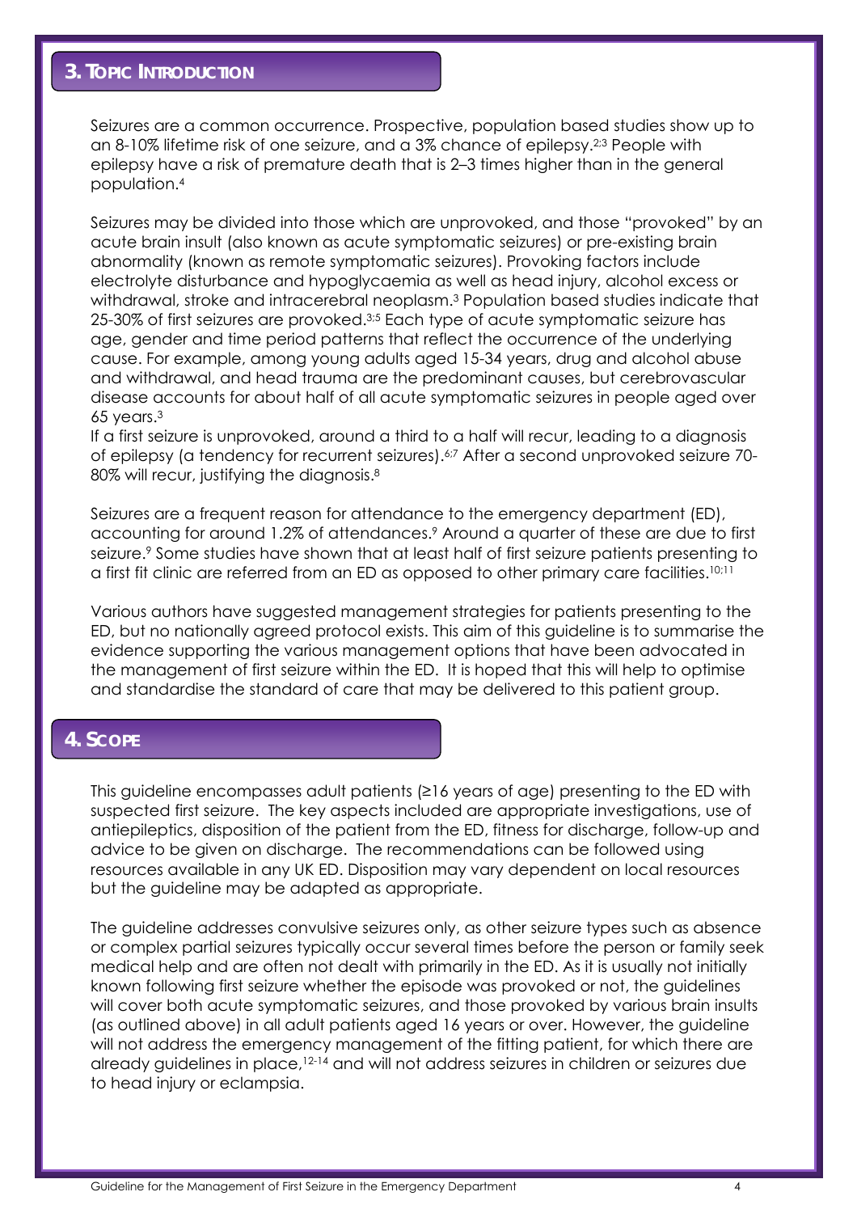## 3. Topic Introduction

Seizures are a common occurrence. Prospective, population based studies show up to an 8-10% lifetime risk of one seizure, and a 3% chance of epilepsy.[2;3] People with epilepsy have a risk of premature death that is 2–3 times higher than in the general population.[4]

Seizures may be divided into those which are unprovoked, and those "provoked" by an acute brain insult (also known as acute symptomatic seizures) or pre-existing brain abnormality (known as remote symptomatic seizures). Provoking factors include electrolyte disturbance and hypoglycaemia as well as head injury, alcohol excess or withdrawal, stroke and intracerebral neoplasm.[3] Population based studies indicate that 25-30% of first seizures are provoked.[3;5] Each type of acute symptomatic seizure has age, gender and time period patterns that reflect the occurrence of the underlying cause. For example, among young adults aged 15-34 years, drug and alcohol abuse and withdrawal, and head trauma are the predominant causes, but cerebrovascular disease accounts for about half of all acute symptomatic seizures in people aged over 65 years.[3]
If a first seizure is unprovoked, around a third to a half will recur, leading to a diagnosis of epilepsy (a tendency for recurrent seizures).[6;7] After a second unprovoked seizure 70-80% will recur, justifying the diagnosis.[8]

Seizures are a frequent reason for attendance to the emergency department (ED), accounting for around 1.2% of attendances.[9] Around a quarter of these are due to first seizure.[9] Some studies have shown that at least half of first seizure patients presenting to a first fit clinic are referred from an ED as opposed to other primary care facilities.[10;11]

Various authors have suggested management strategies for patients presenting to the ED, but no nationally agreed protocol exists. This aim of this guideline is to summarise the evidence supporting the various management options that have been advocated in the management of first seizure within the ED. It is hoped that this will help to optimise and standardise the standard of care that may be delivered to this patient group.

## 4. Scope

This guideline encompasses adult patients (≥16 years of age) presenting to the ED with suspected first seizure. The key aspects included are appropriate investigations, use of antiepileptics, disposition of the patient from the ED, fitness for discharge, follow-up and advice to be given on discharge. The recommendations can be followed using resources available in any UK ED. Disposition may vary dependent on local resources but the guideline may be adapted as appropriate.

The guideline addresses convulsive seizures only, as other seizure types such as absence or complex partial seizures typically occur several times before the person or family seek medical help and are often not dealt with primarily in the ED. As it is usually not initially known following first seizure whether the episode was provoked or not, the guidelines will cover both acute symptomatic seizures, and those provoked by various brain insults (as outlined above) in all adult patients aged 16 years or over. However, the guideline will not address the emergency management of the fitting patient, for which there are already guidelines in place,[12-14] and will not address seizures in children or seizures due to head injury or eclampsia.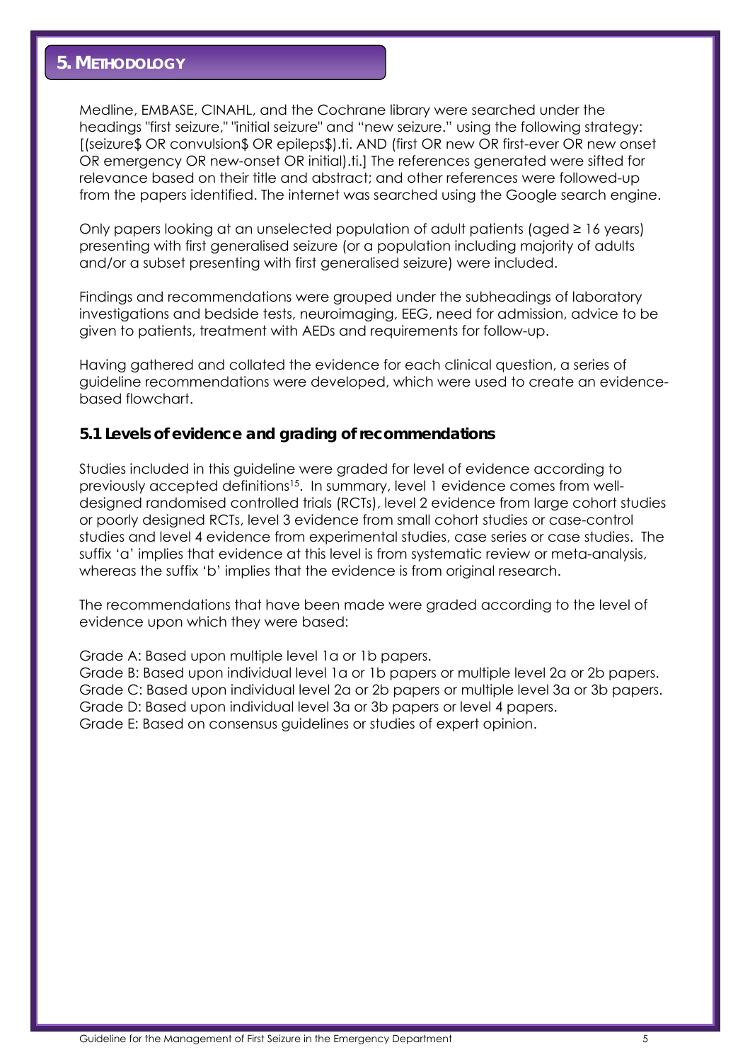## 5. METHODOLOGY

Medline, EMBASE, CINAHL, and the Cochrane library were searched under the headings "first seizure," "initial seizure" and "new seizure." using the following strategy: [(seizure$ OR convulsion$ OR epileps$).ti. AND (first OR new OR first-ever OR new onset OR emergency OR new-onset OR initial).ti.] The references generated were sifted for relevance based on their title and abstract; and other references were followed-up from the papers identified. The internet was searched using the Google search engine.

Only papers looking at an unselected population of adult patients (aged ≥ 16 years) presenting with first generalised seizure (or a population including majority of adults and/or a subset presenting with first generalised seizure) were included.

Findings and recommendations were grouped under the subheadings of laboratory investigations and bedside tests, neuroimaging, EEG, need for admission, advice to be given to patients, treatment with AEDs and requirements for follow-up.

Having gathered and collated the evidence for each clinical question, a series of guideline recommendations were developed, which were used to create an evidence-based flowchart.

### 5.1 Levels of evidence and grading of recommendations

Studies included in this guideline were graded for level of evidence according to previously accepted definitions[15]. In summary, level 1 evidence comes from well-designed randomised controlled trials (RCTs), level 2 evidence from large cohort studies or poorly designed RCTs, level 3 evidence from small cohort studies or case-control studies and level 4 evidence from experimental studies, case series or case studies. The suffix 'a' implies that evidence at this level is from systematic review or meta-analysis, whereas the suffix 'b' implies that the evidence is from original research.

The recommendations that have been made were graded according to the level of evidence upon which they were based:

Grade A: Based upon multiple level 1a or 1b papers.
Grade B: Based upon individual level 1a or 1b papers or multiple level 2a or 2b papers.
Grade C: Based upon individual level 2a or 2b papers or multiple level 3a or 3b papers.
Grade D: Based upon individual level 3a or 3b papers or level 4 papers.
Grade E: Based on consensus guidelines or studies of expert opinion.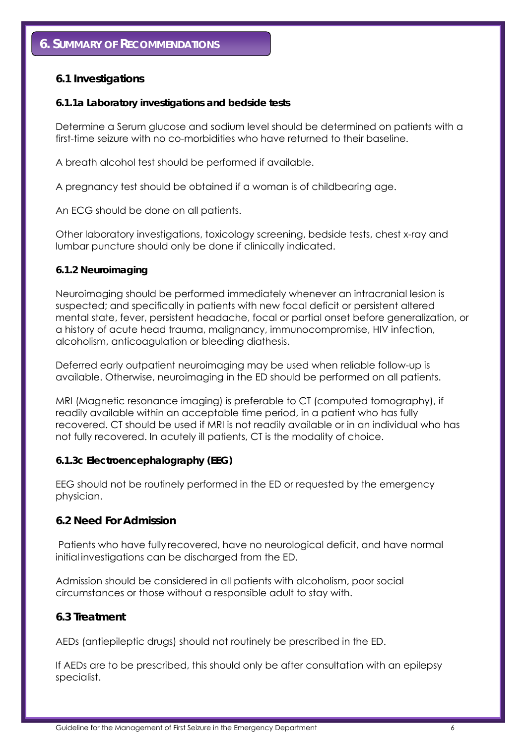## 6. Summary of Recommendations

### 6.1 Investigations

#### 6.1.1a Laboratory investigations and bedside tests

Determine a Serum glucose and sodium level should be determined on patients with a first-time seizure with no co-morbidities who have returned to their baseline.

A breath alcohol test should be performed if available.

A pregnancy test should be obtained if a woman is of childbearing age.

An ECG should be done on all patients.

Other laboratory investigations, toxicology screening, bedside tests, chest x-ray and lumbar puncture should only be done if clinically indicated.

#### 6.1.2 Neuroimaging

Neuroimaging should be performed immediately whenever an intracranial lesion is suspected; and specifically in patients with new focal deficit or persistent altered mental state, fever, persistent headache, focal or partial onset before generalization, or a history of acute head trauma, malignancy, immunocompromise, HIV infection, alcoholism, anticoagulation or bleeding diathesis.

Deferred early outpatient neuroimaging may be used when reliable follow-up is available. Otherwise, neuroimaging in the ED should be performed on all patients.

MRI (Magnetic resonance imaging) is preferable to CT (computed tomography), if readily available within an acceptable time period, in a patient who has fully recovered. CT should be used if MRI is not readily available or in an individual who has not fully recovered. In acutely ill patients, CT is the modality of choice.

#### 6.1.3c Electroencephalography (EEG)

EEG should not be routinely performed in the ED or requested by the emergency physician.

### 6.2 Need For Admission

Patients who have fully recovered, have no neurological deficit, and have normal initial investigations can be discharged from the ED.

Admission should be considered in all patients with alcoholism, poor social circumstances or those without a responsible adult to stay with.

### 6.3 Treatment

AEDs (antiepileptic drugs) should not routinely be prescribed in the ED.

If AEDs are to be prescribed, this should only be after consultation with an epilepsy specialist.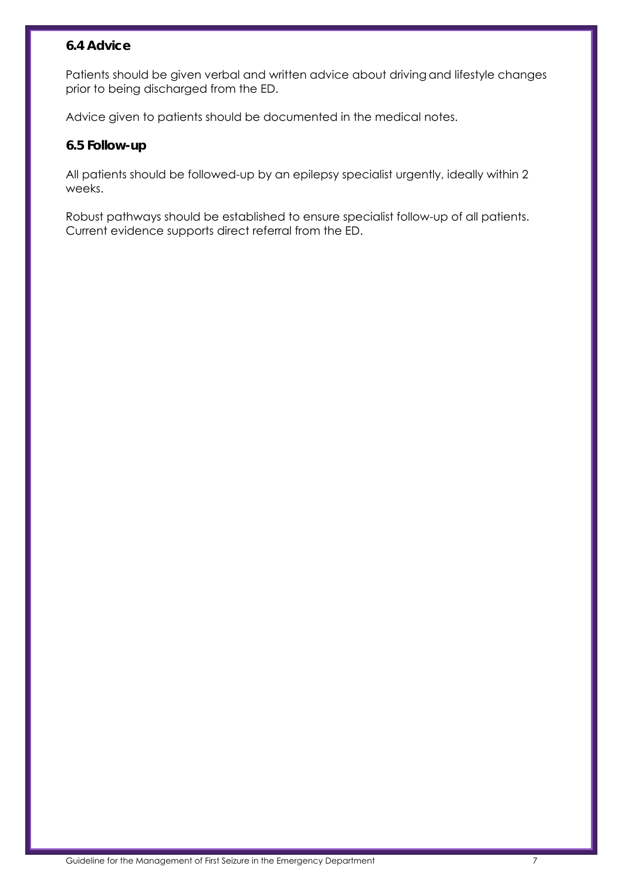### 6.4 Advice

Patients should be given verbal and written advice about driving and lifestyle changes prior to being discharged from the ED.

Advice given to patients should be documented in the medical notes.

### 6.5 Follow-up

All patients should be followed-up by an epilepsy specialist urgently, ideally within 2 weeks.

Robust pathways should be established to ensure specialist follow-up of all patients. Current evidence supports direct referral from the ED.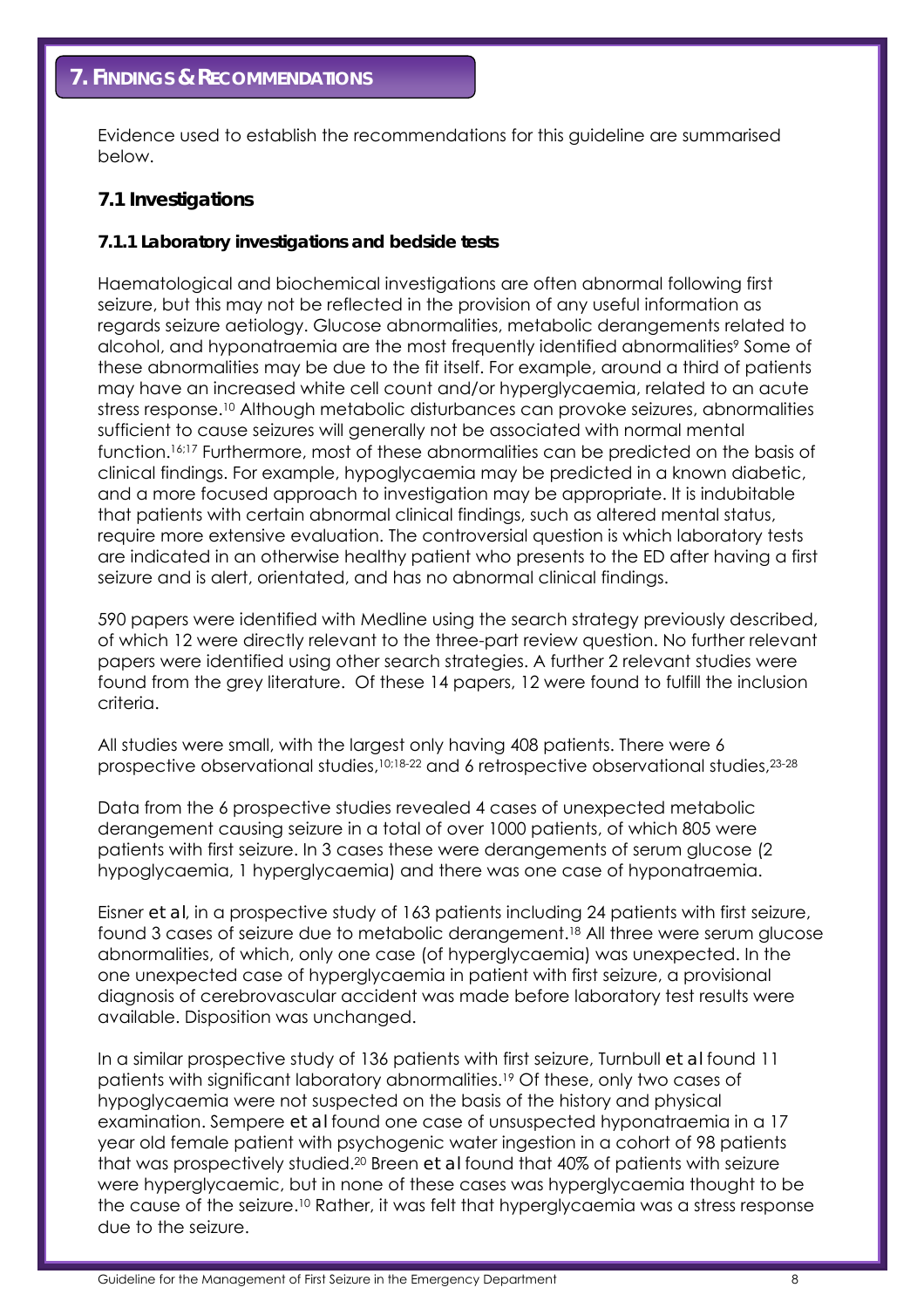# 7. Findings & Recommendations

Evidence used to establish the recommendations for this guideline are summarised below.

## 7.1 Investigations

### 7.1.1 Laboratory investigations and bedside tests

Haematological and biochemical investigations are often abnormal following first seizure, but this may not be reflected in the provision of any useful information as regards seizure aetiology. Glucose abnormalities, metabolic derangements related to alcohol, and hyponatraemia are the most frequently identified abnormalities[9] Some of these abnormalities may be due to the fit itself. For example, around a third of patients may have an increased white cell count and/or hyperglycaemia, related to an acute stress response.[10] Although metabolic disturbances can provoke seizures, abnormalities sufficient to cause seizures will generally not be associated with normal mental function.[16;17] Furthermore, most of these abnormalities can be predicted on the basis of clinical findings. For example, hypoglycaemia may be predicted in a known diabetic, and a more focused approach to investigation may be appropriate. It is indubitable that patients with certain abnormal clinical findings, such as altered mental status, require more extensive evaluation. The controversial question is which laboratory tests are indicated in an otherwise healthy patient who presents to the ED after having a first seizure and is alert, orientated, and has no abnormal clinical findings.

590 papers were identified with Medline using the search strategy previously described, of which 12 were directly relevant to the three-part review question. No further relevant papers were identified using other search strategies. A further 2 relevant studies were found from the grey literature. Of these 14 papers, 12 were found to fulfill the inclusion criteria.

All studies were small, with the largest only having 408 patients. There were 6 prospective observational studies,[10;18-22] and 6 retrospective observational studies,[23-28]

Data from the 6 prospective studies revealed 4 cases of unexpected metabolic derangement causing seizure in a total of over 1000 patients, of which 805 were patients with first seizure. In 3 cases these were derangements of serum glucose (2 hypoglycaemia, 1 hyperglycaemia) and there was one case of hyponatraemia.

Eisner *et al*, in a prospective study of 163 patients including 24 patients with first seizure, found 3 cases of seizure due to metabolic derangement.[18] All three were serum glucose abnormalities, of which, only one case (of hyperglycaemia) was unexpected. In the one unexpected case of hyperglycaemia in patient with first seizure, a provisional diagnosis of cerebrovascular accident was made before laboratory test results were available. Disposition was unchanged.

In a similar prospective study of 136 patients with first seizure, Turnbull *et al* found 11 patients with significant laboratory abnormalities.[19] Of these, only two cases of hypoglycaemia were not suspected on the basis of the history and physical examination. Sempere *et al* found one case of unsuspected hyponatraemia in a 17 year old female patient with psychogenic water ingestion in a cohort of 98 patients that was prospectively studied.[20] Breen *et al* found that 40% of patients with seizure were hyperglycaemic, but in none of these cases was hyperglycaemia thought to be the cause of the seizure.[10] Rather, it was felt that hyperglycaemia was a stress response due to the seizure.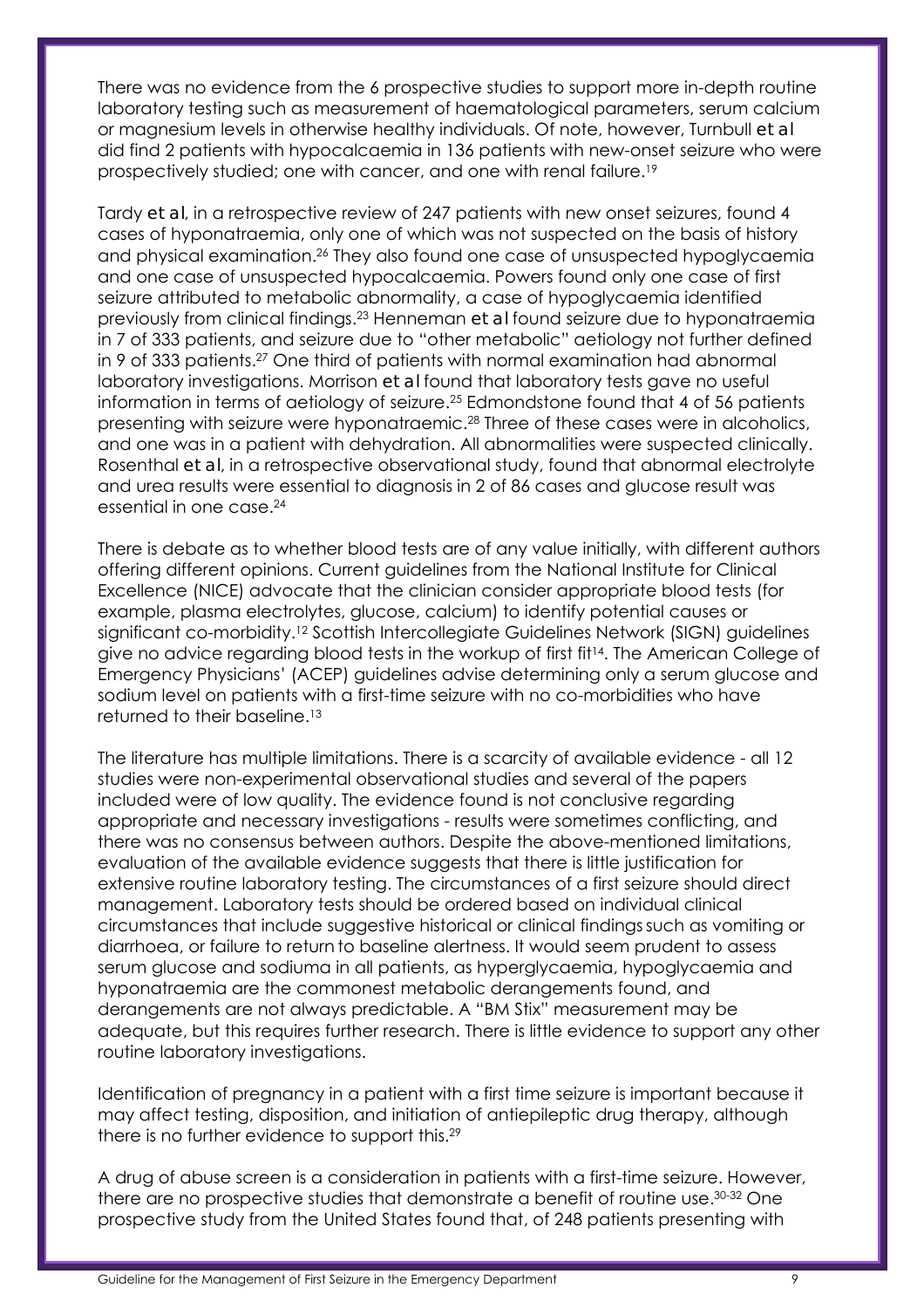There was no evidence from the 6 prospective studies to support more in-depth routine laboratory testing such as measurement of haematological parameters, serum calcium or magnesium levels in otherwise healthy individuals. Of note, however, Turnbull *et al* did find 2 patients with hypocalcaemia in 136 patients with new-onset seizure who were prospectively studied; one with cancer, and one with renal failure.[19]

Tardy *et al*, in a retrospective review of 247 patients with new onset seizures, found 4 cases of hyponatraemia, only one of which was not suspected on the basis of history and physical examination.[26] They also found one case of unsuspected hypoglycaemia and one case of unsuspected hypocalcaemia. Powers found only one case of first seizure attributed to metabolic abnormality, a case of hypoglycaemia identified previously from clinical findings.[23] Henneman *et al* found seizure due to hyponatraemia in 7 of 333 patients, and seizure due to "other metabolic" aetiology not further defined in 9 of 333 patients.[27] One third of patients with normal examination had abnormal laboratory investigations. Morrison *et al* found that laboratory tests gave no useful information in terms of aetiology of seizure.[25] Edmondstone found that 4 of 56 patients presenting with seizure were hyponatraemic.[28] Three of these cases were in alcoholics, and one was in a patient with dehydration. All abnormalities were suspected clinically. Rosenthal *et al*, in a retrospective observational study, found that abnormal electrolyte and urea results were essential to diagnosis in 2 of 86 cases and glucose result was essential in one case.[24]

There is debate as to whether blood tests are of any value initially, with different authors offering different opinions. Current guidelines from the National Institute for Clinical Excellence (NICE) advocate that the clinician consider appropriate blood tests (for example, plasma electrolytes, glucose, calcium) to identify potential causes or significant co-morbidity.[12] Scottish Intercollegiate Guidelines Network (SIGN) guidelines give no advice regarding blood tests in the workup of first fit[14]. The American College of Emergency Physicians' (ACEP) guidelines advise determining only a serum glucose and sodium level on patients with a first-time seizure with no co-morbidities who have returned to their baseline.[13]

The literature has multiple limitations. There is a scarcity of available evidence - all 12 studies were non-experimental observational studies and several of the papers included were of low quality. The evidence found is not conclusive regarding appropriate and necessary investigations - results were sometimes conflicting, and there was no consensus between authors. Despite the above-mentioned limitations, evaluation of the available evidence suggests that there is little justification for extensive routine laboratory testing. The circumstances of a first seizure should direct management. Laboratory tests should be ordered based on individual clinical circumstances that include suggestive historical or clinical findings such as vomiting or diarrhoea, or failure to return to baseline alertness. It would seem prudent to assess serum glucose and sodiuma in all patients, as hyperglycaemia, hypoglycaemia and hyponatraemia are the commonest metabolic derangements found, and derangements are not always predictable. A "BM Stix" measurement may be adequate, but this requires further research. There is little evidence to support any other routine laboratory investigations.

Identification of pregnancy in a patient with a first time seizure is important because it may affect testing, disposition, and initiation of antiepileptic drug therapy, although there is no further evidence to support this.[29]

A drug of abuse screen is a consideration in patients with a first-time seizure. However, there are no prospective studies that demonstrate a benefit of routine use.[30-32] One prospective study from the United States found that, of 248 patients presenting with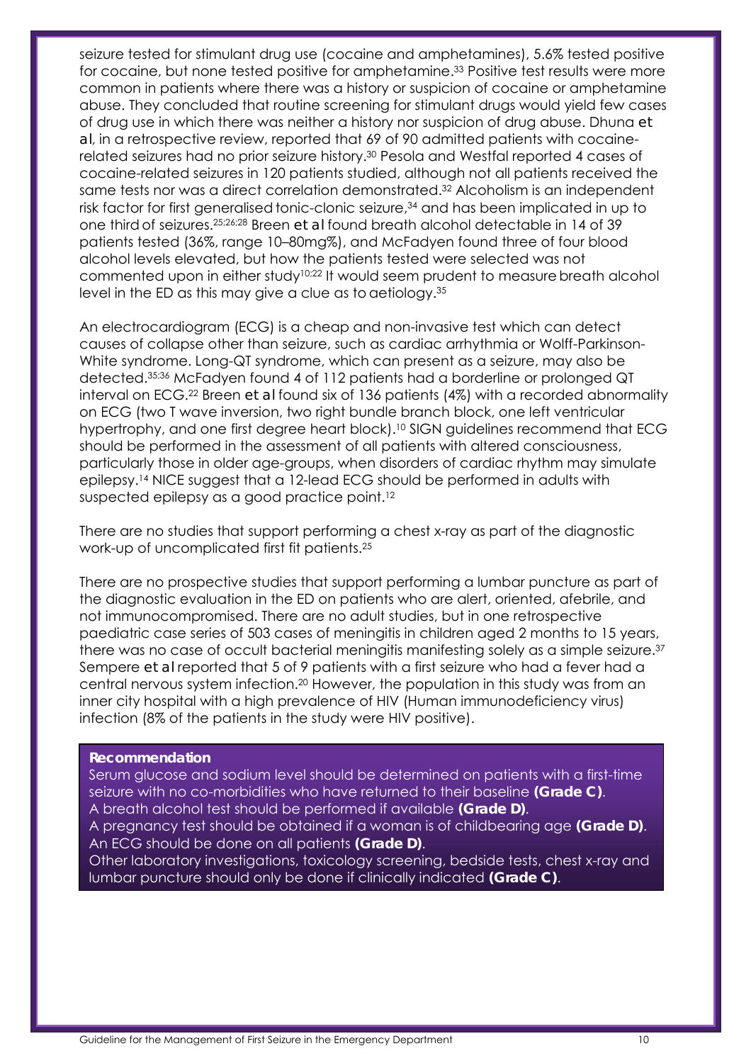seizure tested for stimulant drug use (cocaine and amphetamines), 5.6% tested positive for cocaine, but none tested positive for amphetamine.[33] Positive test results were more common in patients where there was a history or suspicion of cocaine or amphetamine abuse. They concluded that routine screening for stimulant drugs would yield few cases of drug use in which there was neither a history nor suspicion of drug abuse. Dhuna *et al*, in a retrospective review, reported that 69 of 90 admitted patients with cocaine-related seizures had no prior seizure history.[30] Pesola and Westfal reported 4 cases of cocaine-related seizures in 120 patients studied, although not all patients received the same tests nor was a direct correlation demonstrated.[32] Alcoholism is an independent risk factor for first generalised tonic-clonic seizure,[34] and has been implicated in up to one third of seizures.[25;26;28] Breen *et al* found breath alcohol detectable in 14 of 39 patients tested (36%, range 10–80mg%), and McFadyen found three of four blood alcohol levels elevated, but how the patients tested were selected was not commented upon in either study[10;22] It would seem prudent to measure breath alcohol level in the ED as this may give a clue as to aetiology.[35]

An electrocardiogram (ECG) is a cheap and non-invasive test which can detect causes of collapse other than seizure, such as cardiac arrhythmia or Wolff-Parkinson-White syndrome. Long-QT syndrome, which can present as a seizure, may also be detected.[35;36] McFadyen found 4 of 112 patients had a borderline or prolonged QT interval on ECG.[22] Breen *et al* found six of 136 patients (4%) with a recorded abnormality on ECG (two T wave inversion, two right bundle branch block, one left ventricular hypertrophy, and one first degree heart block).[10] SIGN guidelines recommend that ECG should be performed in the assessment of all patients with altered consciousness, particularly those in older age-groups, when disorders of cardiac rhythm may simulate epilepsy.[14] NICE suggest that a 12-lead ECG should be performed in adults with suspected epilepsy as a good practice point.[12]

There are no studies that support performing a chest x-ray as part of the diagnostic work-up of uncomplicated first fit patients.[25]

There are no prospective studies that support performing a lumbar puncture as part of the diagnostic evaluation in the ED on patients who are alert, oriented, afebrile, and not immunocompromised. There are no adult studies, but in one retrospective paediatric case series of 503 cases of meningitis in children aged 2 months to 15 years, there was no case of occult bacterial meningitis manifesting solely as a simple seizure.[37] Sempere *et al* reported that 5 of 9 patients with a first seizure who had a fever had a central nervous system infection.[20] However, the population in this study was from an inner city hospital with a high prevalence of HIV (Human immunodeficiency virus) infection (8% of the patients in the study were HIV positive).

**Recommendation**

Serum glucose and sodium level should be determined on patients with a first-time seizure with no co-morbidities who have returned to their baseline **(Grade C)**.
A breath alcohol test should be performed if available **(Grade D)**.
A pregnancy test should be obtained if a woman is of childbearing age **(Grade D)**.
An ECG should be done on all patients **(Grade D)**.
Other laboratory investigations, toxicology screening, bedside tests, chest x-ray and lumbar puncture should only be done if clinically indicated **(Grade C)**.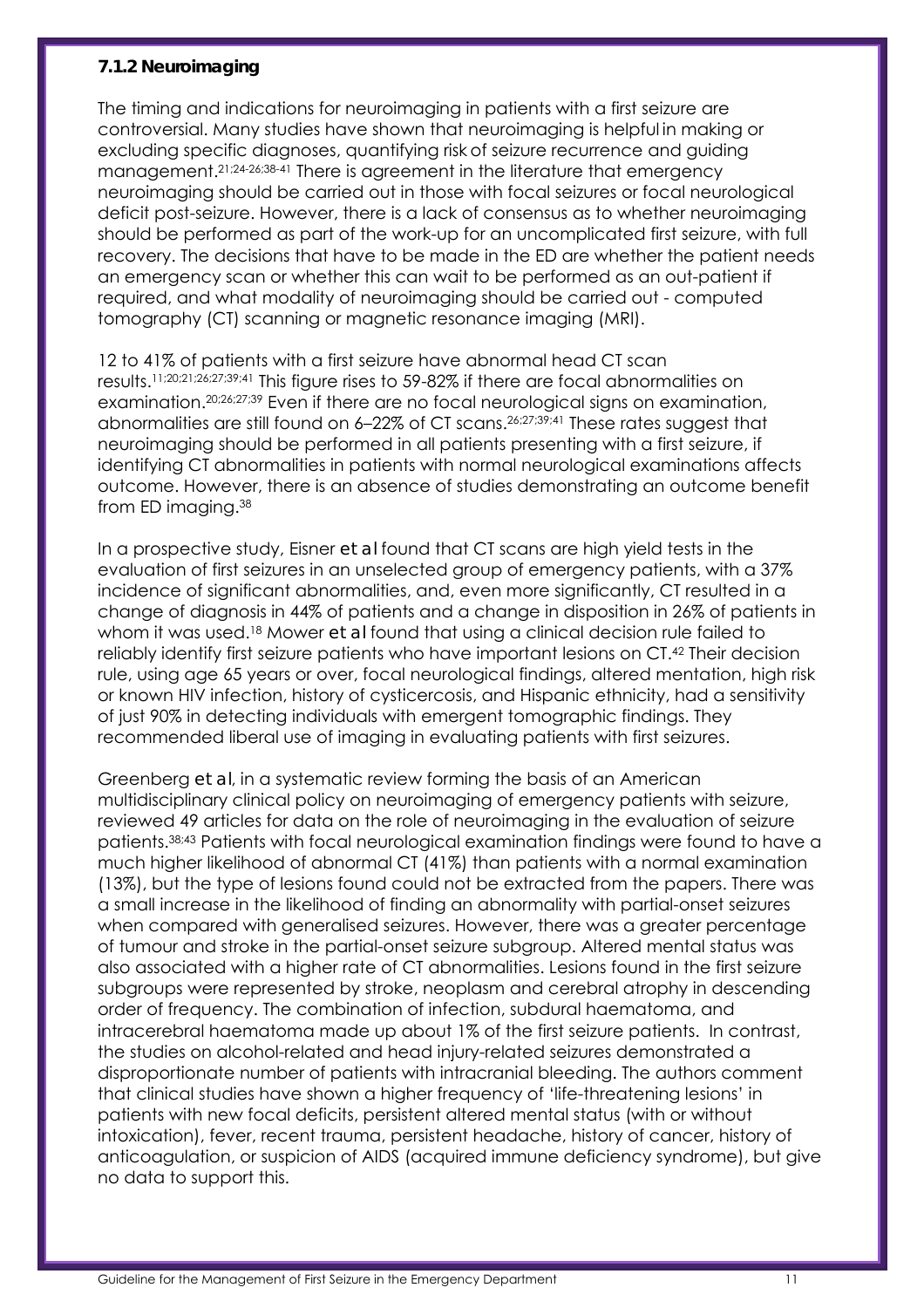### 7.1.2 Neuroimaging

The timing and indications for neuroimaging in patients with a first seizure are controversial. Many studies have shown that neuroimaging is helpful in making or excluding specific diagnoses, quantifying risk of seizure recurrence and guiding management.[21;24-26;38-41] There is agreement in the literature that emergency neuroimaging should be carried out in those with focal seizures or focal neurological deficit post-seizure. However, there is a lack of consensus as to whether neuroimaging should be performed as part of the work-up for an uncomplicated first seizure, with full recovery. The decisions that have to be made in the ED are whether the patient needs an emergency scan or whether this can wait to be performed as an out-patient if required, and what modality of neuroimaging should be carried out - computed tomography (CT) scanning or magnetic resonance imaging (MRI).

12 to 41% of patients with a first seizure have abnormal head CT scan results.[11;20;21;26;27;39;41] This figure rises to 59-82% if there are focal abnormalities on examination.[20;26;27;39] Even if there are no focal neurological signs on examination, abnormalities are still found on 6–22% of CT scans.[26;27;39;41] These rates suggest that neuroimaging should be performed in all patients presenting with a first seizure, if identifying CT abnormalities in patients with normal neurological examinations affects outcome. However, there is an absence of studies demonstrating an outcome benefit from ED imaging.[38]

In a prospective study, Eisner *et al* found that CT scans are high yield tests in the evaluation of first seizures in an unselected group of emergency patients, with a 37% incidence of significant abnormalities, and, even more significantly, CT resulted in a change of diagnosis in 44% of patients and a change in disposition in 26% of patients in whom it was used.[18] Mower *et al* found that using a clinical decision rule failed to reliably identify first seizure patients who have important lesions on CT.[42] Their decision rule, using age 65 years or over, focal neurological findings, altered mentation, high risk or known HIV infection, history of cysticercosis, and Hispanic ethnicity, had a sensitivity of just 90% in detecting individuals with emergent tomographic findings. They recommended liberal use of imaging in evaluating patients with first seizures.

Greenberg *et al*, in a systematic review forming the basis of an American multidisciplinary clinical policy on neuroimaging of emergency patients with seizure, reviewed 49 articles for data on the role of neuroimaging in the evaluation of seizure patients.[38;43] Patients with focal neurological examination findings were found to have a much higher likelihood of abnormal CT (41%) than patients with a normal examination (13%), but the type of lesions found could not be extracted from the papers. There was a small increase in the likelihood of finding an abnormality with partial-onset seizures when compared with generalised seizures. However, there was a greater percentage of tumour and stroke in the partial-onset seizure subgroup. Altered mental status was also associated with a higher rate of CT abnormalities. Lesions found in the first seizure subgroups were represented by stroke, neoplasm and cerebral atrophy in descending order of frequency. The combination of infection, subdural haematoma, and intracerebral haematoma made up about 1% of the first seizure patients. In contrast, the studies on alcohol-related and head injury-related seizures demonstrated a disproportionate number of patients with intracranial bleeding. The authors comment that clinical studies have shown a higher frequency of 'life-threatening lesions' in patients with new focal deficits, persistent altered mental status (with or without intoxication), fever, recent trauma, persistent headache, history of cancer, history of anticoagulation, or suspicion of AIDS (acquired immune deficiency syndrome), but give no data to support this.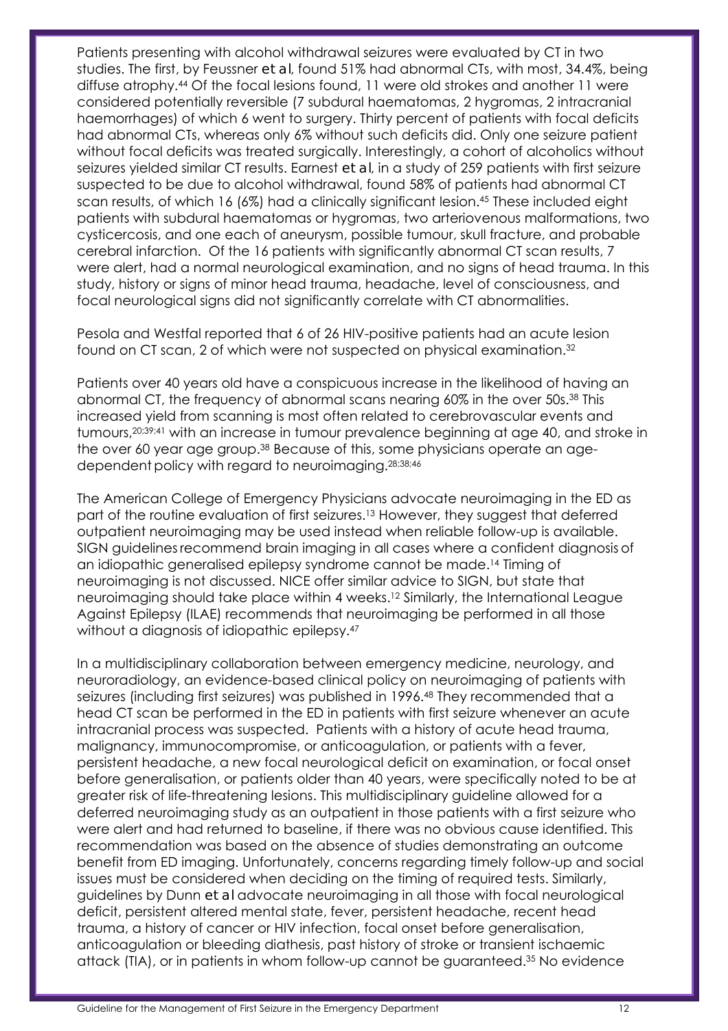Patients presenting with alcohol withdrawal seizures were evaluated by CT in two studies. The first, by Feussner *et al*, found 51% had abnormal CTs, with most, 34.4%, being diffuse atrophy.[44] Of the focal lesions found, 11 were old strokes and another 11 were considered potentially reversible (7 subdural haematomas, 2 hygromas, 2 intracranial haemorrhages) of which 6 went to surgery. Thirty percent of patients with focal deficits had abnormal CTs, whereas only 6% without such deficits did. Only one seizure patient without focal deficits was treated surgically. Interestingly, a cohort of alcoholics without seizures yielded similar CT results. Earnest *et al*, in a study of 259 patients with first seizure suspected to be due to alcohol withdrawal, found 58% of patients had abnormal CT scan results, of which 16 (6%) had a clinically significant lesion.[45] These included eight patients with subdural haematomas or hygromas, two arteriovenous malformations, two cysticercosis, and one each of aneurysm, possible tumour, skull fracture, and probable cerebral infarction. Of the 16 patients with significantly abnormal CT scan results, 7 were alert, had a normal neurological examination, and no signs of head trauma. In this study, history or signs of minor head trauma, headache, level of consciousness, and focal neurological signs did not significantly correlate with CT abnormalities.

Pesola and Westfal reported that 6 of 26 HIV-positive patients had an acute lesion found on CT scan, 2 of which were not suspected on physical examination.[32]

Patients over 40 years old have a conspicuous increase in the likelihood of having an abnormal CT, the frequency of abnormal scans nearing 60% in the over 50s.[38] This increased yield from scanning is most often related to cerebrovascular events and tumours,[20;39;41] with an increase in tumour prevalence beginning at age 40, and stroke in the over 60 year age group.[38] Because of this, some physicians operate an age-dependent policy with regard to neuroimaging.[28;38;46]

The American College of Emergency Physicians advocate neuroimaging in the ED as part of the routine evaluation of first seizures.[13] However, they suggest that deferred outpatient neuroimaging may be used instead when reliable follow-up is available. SIGN guidelines recommend brain imaging in all cases where a confident diagnosis of an idiopathic generalised epilepsy syndrome cannot be made.[14] Timing of neuroimaging is not discussed. NICE offer similar advice to SIGN, but state that neuroimaging should take place within 4 weeks.[12] Similarly, the International League Against Epilepsy (ILAE) recommends that neuroimaging be performed in all those without a diagnosis of idiopathic epilepsy.[47]

In a multidisciplinary collaboration between emergency medicine, neurology, and neuroradiology, an evidence-based clinical policy on neuroimaging of patients with seizures (including first seizures) was published in 1996.[48] They recommended that a head CT scan be performed in the ED in patients with first seizure whenever an acute intracranial process was suspected. Patients with a history of acute head trauma, malignancy, immunocompromise, or anticoagulation, or patients with a fever, persistent headache, a new focal neurological deficit on examination, or focal onset before generalisation, or patients older than 40 years, were specifically noted to be at greater risk of life-threatening lesions. This multidisciplinary guideline allowed for a deferred neuroimaging study as an outpatient in those patients with a first seizure who were alert and had returned to baseline, if there was no obvious cause identified. This recommendation was based on the absence of studies demonstrating an outcome benefit from ED imaging. Unfortunately, concerns regarding timely follow-up and social issues must be considered when deciding on the timing of required tests. Similarly, guidelines by Dunn *et al* advocate neuroimaging in all those with focal neurological deficit, persistent altered mental state, fever, persistent headache, recent head trauma, a history of cancer or HIV infection, focal onset before generalisation, anticoagulation or bleeding diathesis, past history of stroke or transient ischaemic attack (TIA), or in patients in whom follow-up cannot be guaranteed.[35] No evidence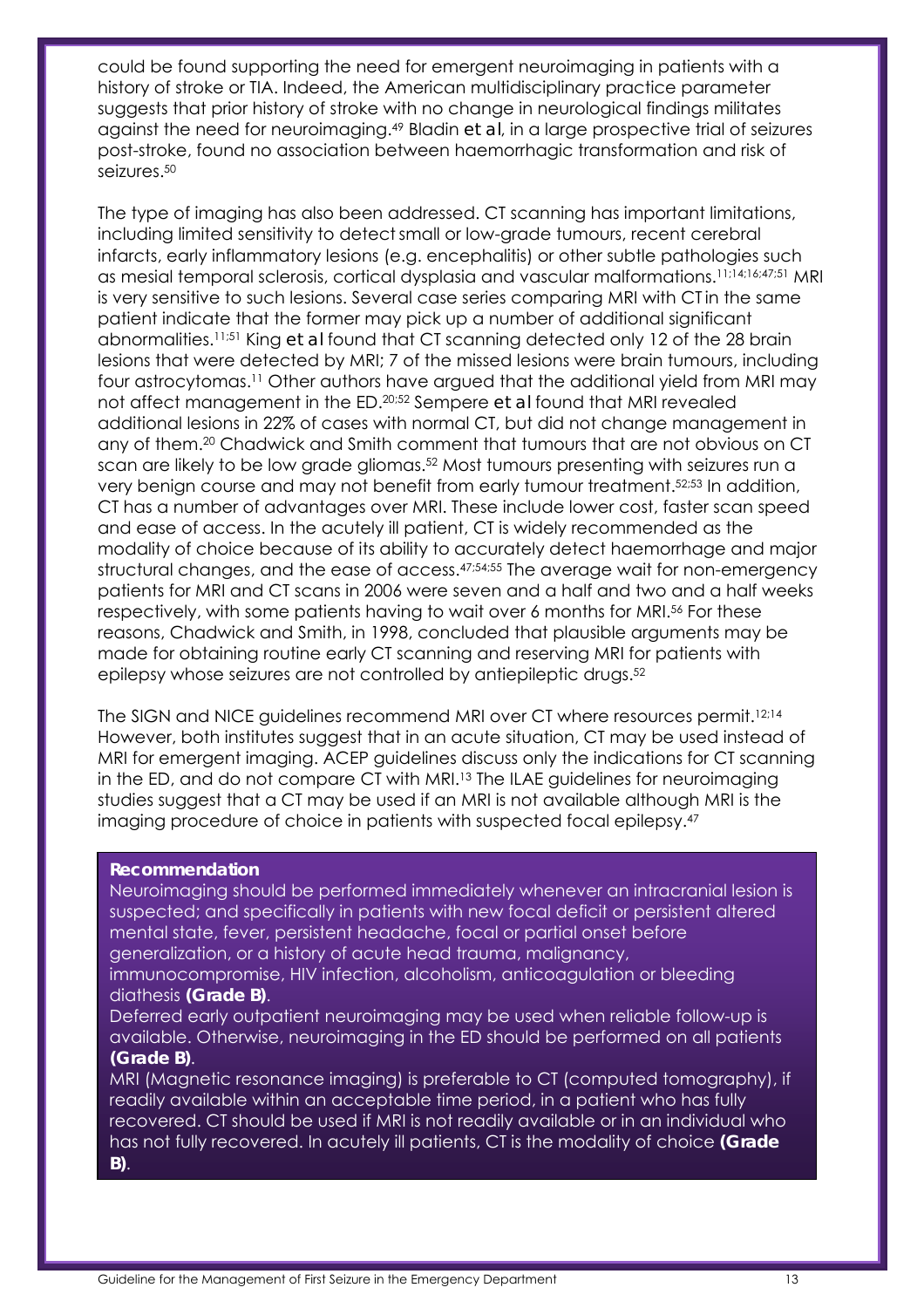could be found supporting the need for emergent neuroimaging in patients with a history of stroke or TIA. Indeed, the American multidisciplinary practice parameter suggests that prior history of stroke with no change in neurological findings militates against the need for neuroimaging.[49] Bladin *et al*, in a large prospective trial of seizures post-stroke, found no association between haemorrhagic transformation and risk of seizures.[50]

The type of imaging has also been addressed. CT scanning has important limitations, including limited sensitivity to detect small or low-grade tumours, recent cerebral infarcts, early inflammatory lesions (e.g. encephalitis) or other subtle pathologies such as mesial temporal sclerosis, cortical dysplasia and vascular malformations.[11;14;16;47;51] MRI is very sensitive to such lesions. Several case series comparing MRI with CT in the same patient indicate that the former may pick up a number of additional significant abnormalities.[11;51] King *et al* found that CT scanning detected only 12 of the 28 brain lesions that were detected by MRI; 7 of the missed lesions were brain tumours, including four astrocytomas.[11] Other authors have argued that the additional yield from MRI may not affect management in the ED.[20;52] Sempere *et al* found that MRI revealed additional lesions in 22% of cases with normal CT, but did not change management in any of them.[20] Chadwick and Smith comment that tumours that are not obvious on CT scan are likely to be low grade gliomas.[52] Most tumours presenting with seizures run a very benign course and may not benefit from early tumour treatment.[52;53] In addition, CT has a number of advantages over MRI. These include lower cost, faster scan speed and ease of access. In the acutely ill patient, CT is widely recommended as the modality of choice because of its ability to accurately detect haemorrhage and major structural changes, and the ease of access.[47;54;55] The average wait for non-emergency patients for MRI and CT scans in 2006 were seven and a half and two and a half weeks respectively, with some patients having to wait over 6 months for MRI.[56] For these reasons, Chadwick and Smith, in 1998, concluded that plausible arguments may be made for obtaining routine early CT scanning and reserving MRI for patients with epilepsy whose seizures are not controlled by antiepileptic drugs.[52]

The SIGN and NICE guidelines recommend MRI over CT where resources permit.[12;14] However, both institutes suggest that in an acute situation, CT may be used instead of MRI for emergent imaging. ACEP guidelines discuss only the indications for CT scanning in the ED, and do not compare CT with MRI.[13] The ILAE guidelines for neuroimaging studies suggest that a CT may be used if an MRI is not available although MRI is the imaging procedure of choice in patients with suspected focal epilepsy.[47]

**Recommendation**

Neuroimaging should be performed immediately whenever an intracranial lesion is suspected; and specifically in patients with new focal deficit or persistent altered mental state, fever, persistent headache, focal or partial onset before generalization, or a history of acute head trauma, malignancy, immunocompromise, HIV infection, alcoholism, anticoagulation or bleeding diathesis **(Grade B)**.

Deferred early outpatient neuroimaging may be used when reliable follow-up is available. Otherwise, neuroimaging in the ED should be performed on all patients **(Grade B)**.

MRI (Magnetic resonance imaging) is preferable to CT (computed tomography), if readily available within an acceptable time period, in a patient who has fully recovered. CT should be used if MRI is not readily available or in an individual who has not fully recovered. In acutely ill patients, CT is the modality of choice **(Grade B)**.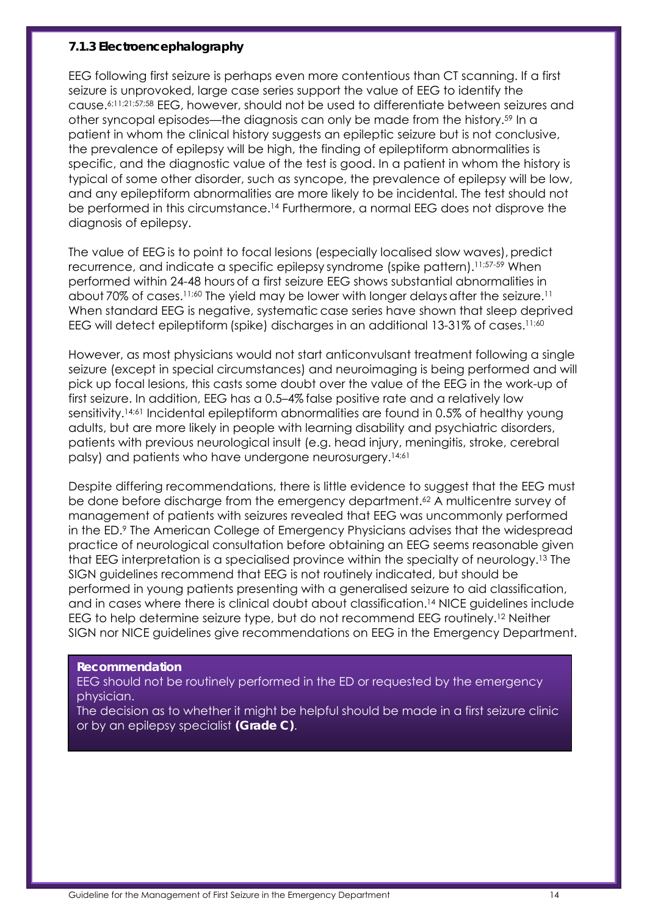### 7.1.3 Electroencephalography

EEG following first seizure is perhaps even more contentious than CT scanning. If a first seizure is unprovoked, large case series support the value of EEG to identify the cause.[6;11;21;57;58] EEG, however, should not be used to differentiate between seizures and other syncopal episodes—the diagnosis can only be made from the history.[59] In a patient in whom the clinical history suggests an epileptic seizure but is not conclusive, the prevalence of epilepsy will be high, the finding of epileptiform abnormalities is specific, and the diagnostic value of the test is good. In a patient in whom the history is typical of some other disorder, such as syncope, the prevalence of epilepsy will be low, and any epileptiform abnormalities are more likely to be incidental. The test should not be performed in this circumstance.[14] Furthermore, a normal EEG does not disprove the diagnosis of epilepsy.

The value of EEG is to point to focal lesions (especially localised slow waves), predict recurrence, and indicate a specific epilepsy syndrome (spike pattern).[11;57-59] When performed within 24-48 hours of a first seizure EEG shows substantial abnormalities in about 70% of cases.[11;60] The yield may be lower with longer delays after the seizure.[11] When standard EEG is negative, systematic case series have shown that sleep deprived EEG will detect epileptiform (spike) discharges in an additional 13-31% of cases.[11;60]

However, as most physicians would not start anticonvulsant treatment following a single seizure (except in special circumstances) and neuroimaging is being performed and will pick up focal lesions, this casts some doubt over the value of the EEG in the work-up of first seizure. In addition, EEG has a 0.5–4% false positive rate and a relatively low sensitivity.[14;61] Incidental epileptiform abnormalities are found in 0.5% of healthy young adults, but are more likely in people with learning disability and psychiatric disorders, patients with previous neurological insult (e.g. head injury, meningitis, stroke, cerebral palsy) and patients who have undergone neurosurgery.[14;61]

Despite differing recommendations, there is little evidence to suggest that the EEG must be done before discharge from the emergency department.[62] A multicentre survey of management of patients with seizures revealed that EEG was uncommonly performed in the ED.[9] The American College of Emergency Physicians advises that the widespread practice of neurological consultation before obtaining an EEG seems reasonable given that EEG interpretation is a specialised province within the specialty of neurology.[13] The SIGN guidelines recommend that EEG is not routinely indicated, but should be performed in young patients presenting with a generalised seizure to aid classification, and in cases where there is clinical doubt about classification.[14] NICE guidelines include EEG to help determine seizure type, but do not recommend EEG routinely.[12] Neither SIGN nor NICE guidelines give recommendations on EEG in the Emergency Department.

**Recommendation**

EEG should not be routinely performed in the ED or requested by the emergency physician.

The decision as to whether it might be helpful should be made in a first seizure clinic or by an epilepsy specialist **(Grade C)**.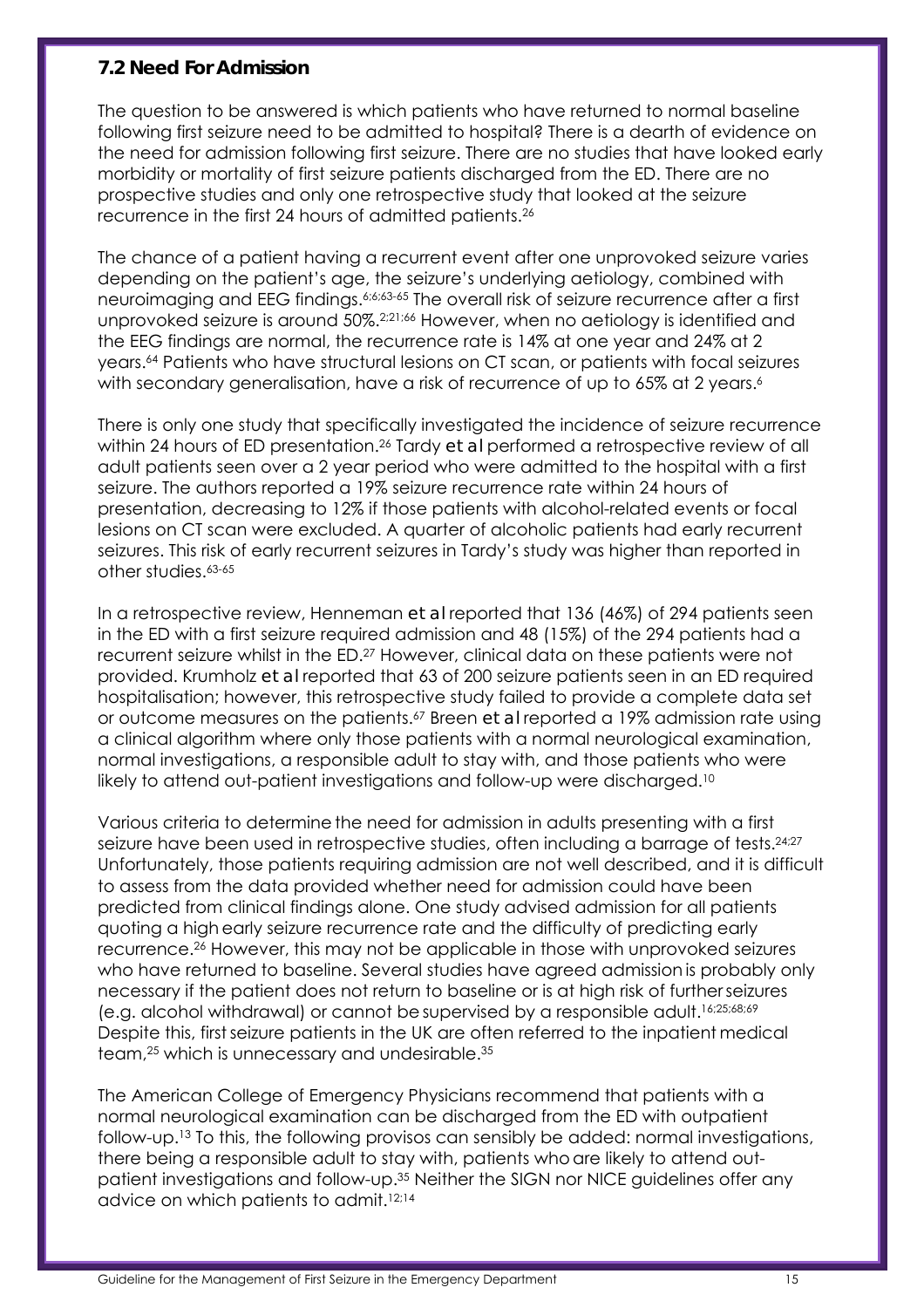## 7.2 Need For Admission

The question to be answered is which patients who have returned to normal baseline following first seizure need to be admitted to hospital? There is a dearth of evidence on the need for admission following first seizure. There are no studies that have looked early morbidity or mortality of first seizure patients discharged from the ED. There are no prospective studies and only one retrospective study that looked at the seizure recurrence in the first 24 hours of admitted patients.[26]

The chance of a patient having a recurrent event after one unprovoked seizure varies depending on the patient's age, the seizure's underlying aetiology, combined with neuroimaging and EEG findings.[6;6;63-65] The overall risk of seizure recurrence after a first unprovoked seizure is around 50%.[2;21;66] However, when no aetiology is identified and the EEG findings are normal, the recurrence rate is 14% at one year and 24% at 2 years.[64] Patients who have structural lesions on CT scan, or patients with focal seizures with secondary generalisation, have a risk of recurrence of up to 65% at 2 years.[6]

There is only one study that specifically investigated the incidence of seizure recurrence within 24 hours of ED presentation.[26] Tardy *et al* performed a retrospective review of all adult patients seen over a 2 year period who were admitted to the hospital with a first seizure. The authors reported a 19% seizure recurrence rate within 24 hours of presentation, decreasing to 12% if those patients with alcohol-related events or focal lesions on CT scan were excluded. A quarter of alcoholic patients had early recurrent seizures. This risk of early recurrent seizures in Tardy's study was higher than reported in other studies.[63-65]

In a retrospective review, Henneman *et al* reported that 136 (46%) of 294 patients seen in the ED with a first seizure required admission and 48 (15%) of the 294 patients had a recurrent seizure whilst in the ED.[27] However, clinical data on these patients were not provided. Krumholz *et al* reported that 63 of 200 seizure patients seen in an ED required hospitalisation; however, this retrospective study failed to provide a complete data set or outcome measures on the patients.[67] Breen *et al* reported a 19% admission rate using a clinical algorithm where only those patients with a normal neurological examination, normal investigations, a responsible adult to stay with, and those patients who were likely to attend out-patient investigations and follow-up were discharged.[10]

Various criteria to determine the need for admission in adults presenting with a first seizure have been used in retrospective studies, often including a barrage of tests.[24;27] Unfortunately, those patients requiring admission are not well described, and it is difficult to assess from the data provided whether need for admission could have been predicted from clinical findings alone. One study advised admission for all patients quoting a high early seizure recurrence rate and the difficulty of predicting early recurrence.[26] However, this may not be applicable in those with unprovoked seizures who have returned to baseline. Several studies have agreed admission is probably only necessary if the patient does not return to baseline or is at high risk of further seizures (e.g. alcohol withdrawal) or cannot be supervised by a responsible adult.[16;25;68;69] Despite this, first seizure patients in the UK are often referred to the inpatient medical team,[25] which is unnecessary and undesirable.[35]

The American College of Emergency Physicians recommend that patients with a normal neurological examination can be discharged from the ED with outpatient follow-up.[13] To this, the following provisos can sensibly be added: normal investigations, there being a responsible adult to stay with, patients who are likely to attend out-patient investigations and follow-up.[35] Neither the SIGN nor NICE guidelines offer any advice on which patients to admit.[12;14]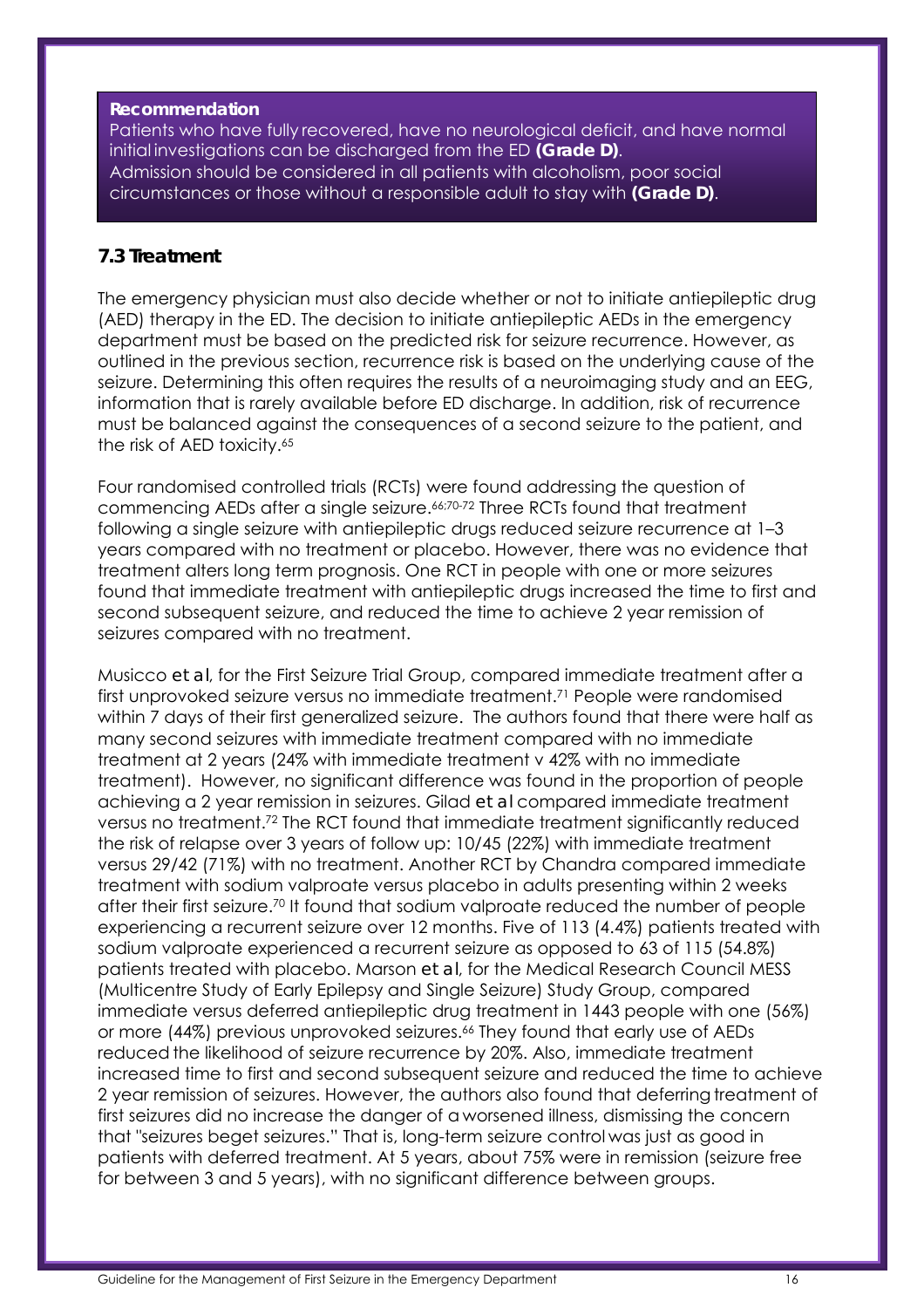**Recommendation**

Patients who have fully recovered, have no neurological deficit, and have normal initial investigations can be discharged from the ED **(Grade D)**.
Admission should be considered in all patients with alcoholism, poor social circumstances or those without a responsible adult to stay with **(Grade D)**.

### 7.3 Treatment

The emergency physician must also decide whether or not to initiate antiepileptic drug (AED) therapy in the ED. The decision to initiate antiepileptic AEDs in the emergency department must be based on the predicted risk for seizure recurrence. However, as outlined in the previous section, recurrence risk is based on the underlying cause of the seizure. Determining this often requires the results of a neuroimaging study and an EEG, information that is rarely available before ED discharge. In addition, risk of recurrence must be balanced against the consequences of a second seizure to the patient, and the risk of AED toxicity.[65]

Four randomised controlled trials (RCTs) were found addressing the question of commencing AEDs after a single seizure.[66;70-72] Three RCTs found that treatment following a single seizure with antiepileptic drugs reduced seizure recurrence at 1–3 years compared with no treatment or placebo. However, there was no evidence that treatment alters long term prognosis. One RCT in people with one or more seizures found that immediate treatment with antiepileptic drugs increased the time to first and second subsequent seizure, and reduced the time to achieve 2 year remission of seizures compared with no treatment.

Musicco *et al*, for the First Seizure Trial Group, compared immediate treatment after a first unprovoked seizure versus no immediate treatment.[71] People were randomised within 7 days of their first generalized seizure. The authors found that there were half as many second seizures with immediate treatment compared with no immediate treatment at 2 years (24% with immediate treatment v 42% with no immediate treatment). However, no significant difference was found in the proportion of people achieving a 2 year remission in seizures. Gilad *et al* compared immediate treatment versus no treatment.[72] The RCT found that immediate treatment significantly reduced the risk of relapse over 3 years of follow up: 10/45 (22%) with immediate treatment versus 29/42 (71%) with no treatment. Another RCT by Chandra compared immediate treatment with sodium valproate versus placebo in adults presenting within 2 weeks after their first seizure.[70] It found that sodium valproate reduced the number of people experiencing a recurrent seizure over 12 months. Five of 113 (4.4%) patients treated with sodium valproate experienced a recurrent seizure as opposed to 63 of 115 (54.8%) patients treated with placebo. Marson *et al*, for the Medical Research Council MESS (Multicentre Study of Early Epilepsy and Single Seizure) Study Group, compared immediate versus deferred antiepileptic drug treatment in 1443 people with one (56%) or more (44%) previous unprovoked seizures.[66] They found that early use of AEDs reduced the likelihood of seizure recurrence by 20%. Also, immediate treatment increased time to first and second subsequent seizure and reduced the time to achieve 2 year remission of seizures. However, the authors also found that deferring treatment of first seizures did no increase the danger of a worsened illness, dismissing the concern that "seizures beget seizures." That is, long-term seizure control was just as good in patients with deferred treatment. At 5 years, about 75% were in remission (seizure free for between 3 and 5 years), with no significant difference between groups.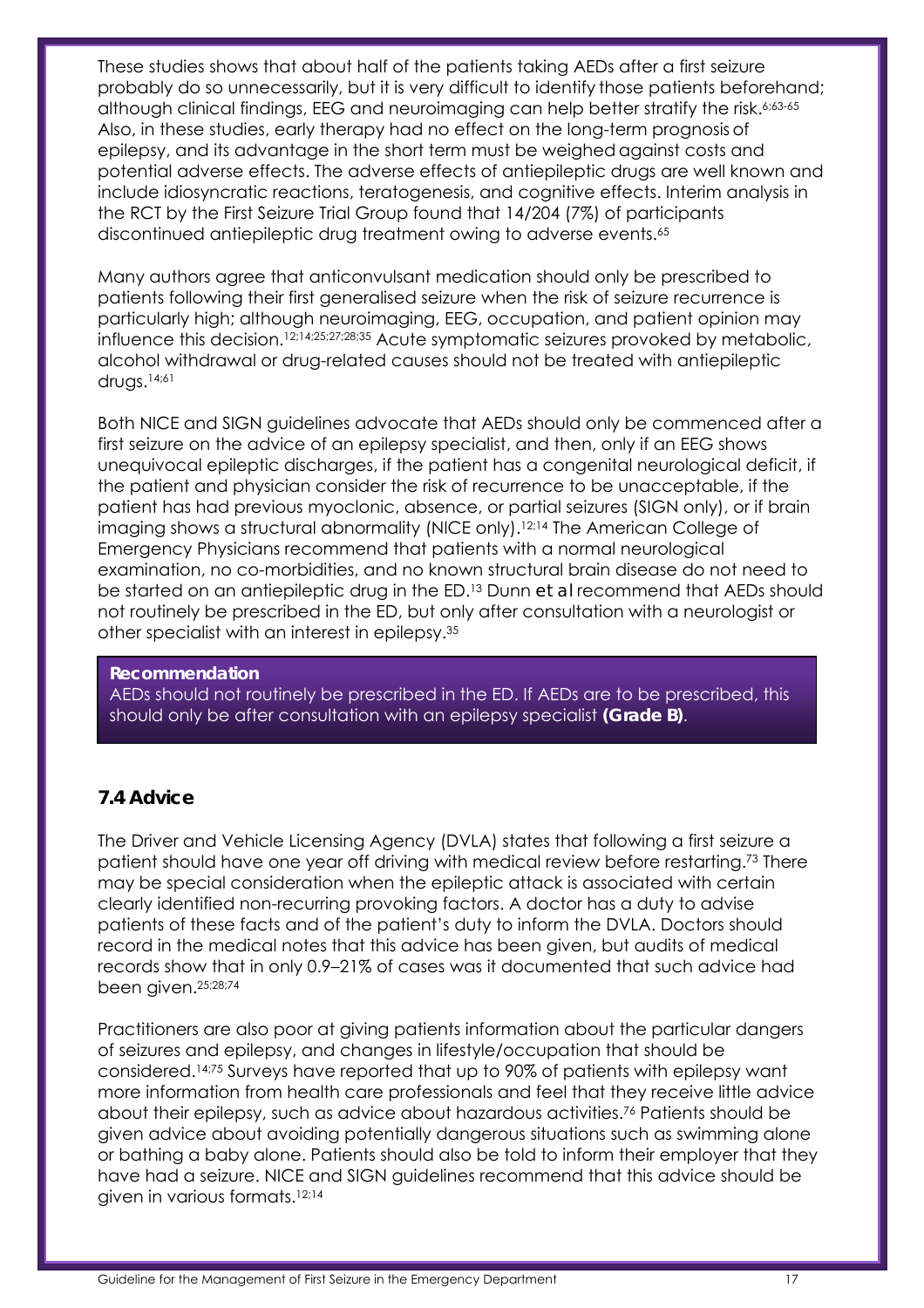These studies shows that about half of the patients taking AEDs after a first seizure probably do so unnecessarily, but it is very difficult to identify those patients beforehand; although clinical findings, EEG and neuroimaging can help better stratify the risk.[6;63-65] Also, in these studies, early therapy had no effect on the long-term prognosis of epilepsy, and its advantage in the short term must be weighed against costs and potential adverse effects. The adverse effects of antiepileptic drugs are well known and include idiosyncratic reactions, teratogenesis, and cognitive effects. Interim analysis in the RCT by the First Seizure Trial Group found that 14/204 (7%) of participants discontinued antiepileptic drug treatment owing to adverse events.[65]

Many authors agree that anticonvulsant medication should only be prescribed to patients following their first generalised seizure when the risk of seizure recurrence is particularly high; although neuroimaging, EEG, occupation, and patient opinion may influence this decision.[12;14;25;27;28;35] Acute symptomatic seizures provoked by metabolic, alcohol withdrawal or drug-related causes should not be treated with antiepileptic drugs.[14;61]

Both NICE and SIGN guidelines advocate that AEDs should only be commenced after a first seizure on the advice of an epilepsy specialist, and then, only if an EEG shows unequivocal epileptic discharges, if the patient has a congenital neurological deficit, if the patient and physician consider the risk of recurrence to be unacceptable, if the patient has had previous myoclonic, absence, or partial seizures (SIGN only), or if brain imaging shows a structural abnormality (NICE only).[12;14] The American College of Emergency Physicians recommend that patients with a normal neurological examination, no co-morbidities, and no known structural brain disease do not need to be started on an antiepileptic drug in the ED.[13] Dunn *et al* recommend that AEDs should not routinely be prescribed in the ED, but only after consultation with a neurologist or other specialist with an interest in epilepsy.[35]

**Recommendation**

AEDs should not routinely be prescribed in the ED. If AEDs are to be prescribed, this should only be after consultation with an epilepsy specialist **(Grade B)**.

### 7.4 Advice

The Driver and Vehicle Licensing Agency (DVLA) states that following a first seizure a patient should have one year off driving with medical review before restarting.[73] There may be special consideration when the epileptic attack is associated with certain clearly identified non-recurring provoking factors. A doctor has a duty to advise patients of these facts and of the patient's duty to inform the DVLA. Doctors should record in the medical notes that this advice has been given, but audits of medical records show that in only 0.9–21% of cases was it documented that such advice had been given.[25;28;74]

Practitioners are also poor at giving patients information about the particular dangers of seizures and epilepsy, and changes in lifestyle/occupation that should be considered.[14;75] Surveys have reported that up to 90% of patients with epilepsy want more information from health care professionals and feel that they receive little advice about their epilepsy, such as advice about hazardous activities.[76] Patients should be given advice about avoiding potentially dangerous situations such as swimming alone or bathing a baby alone. Patients should also be told to inform their employer that they have had a seizure. NICE and SIGN guidelines recommend that this advice should be given in various formats.[12;14]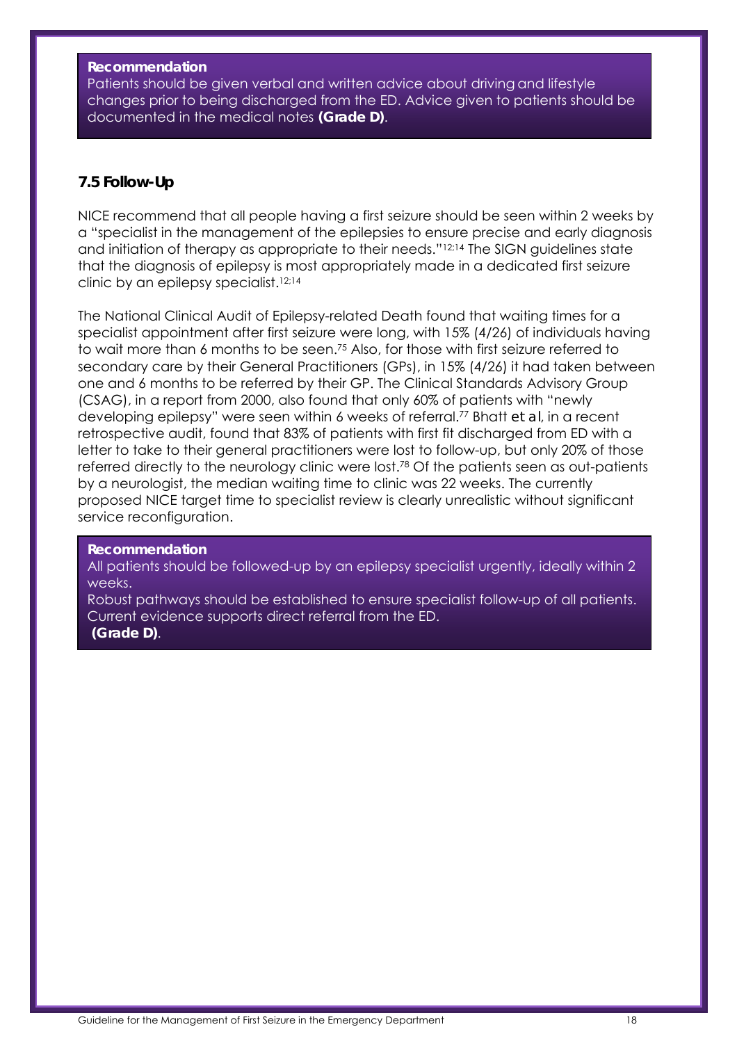**Recommendation**

Patients should be given verbal and written advice about driving and lifestyle changes prior to being discharged from the ED. Advice given to patients should be documented in the medical notes **(Grade D)**.

### 7.5 Follow-Up

NICE recommend that all people having a first seizure should be seen within 2 weeks by a "specialist in the management of the epilepsies to ensure precise and early diagnosis and initiation of therapy as appropriate to their needs."[12;14] The SIGN guidelines state that the diagnosis of epilepsy is most appropriately made in a dedicated first seizure clinic by an epilepsy specialist.[12;14]

The National Clinical Audit of Epilepsy-related Death found that waiting times for a specialist appointment after first seizure were long, with 15% (4/26) of individuals having to wait more than 6 months to be seen.[75] Also, for those with first seizure referred to secondary care by their General Practitioners (GPs), in 15% (4/26) it had taken between one and 6 months to be referred by their GP. The Clinical Standards Advisory Group (CSAG), in a report from 2000, also found that only 60% of patients with "newly developing epilepsy" were seen within 6 weeks of referral.[77] Bhatt *et al*, in a recent retrospective audit, found that 83% of patients with first fit discharged from ED with a letter to take to their general practitioners were lost to follow-up, but only 20% of those referred directly to the neurology clinic were lost.[78] Of the patients seen as out-patients by a neurologist, the median waiting time to clinic was 22 weeks. The currently proposed NICE target time to specialist review is clearly unrealistic without significant service reconfiguration.

**Recommendation**

All patients should be followed-up by an epilepsy specialist urgently, ideally within 2 weeks.

Robust pathways should be established to ensure specialist follow-up of all patients. Current evidence supports direct referral from the ED.

**(Grade D)**.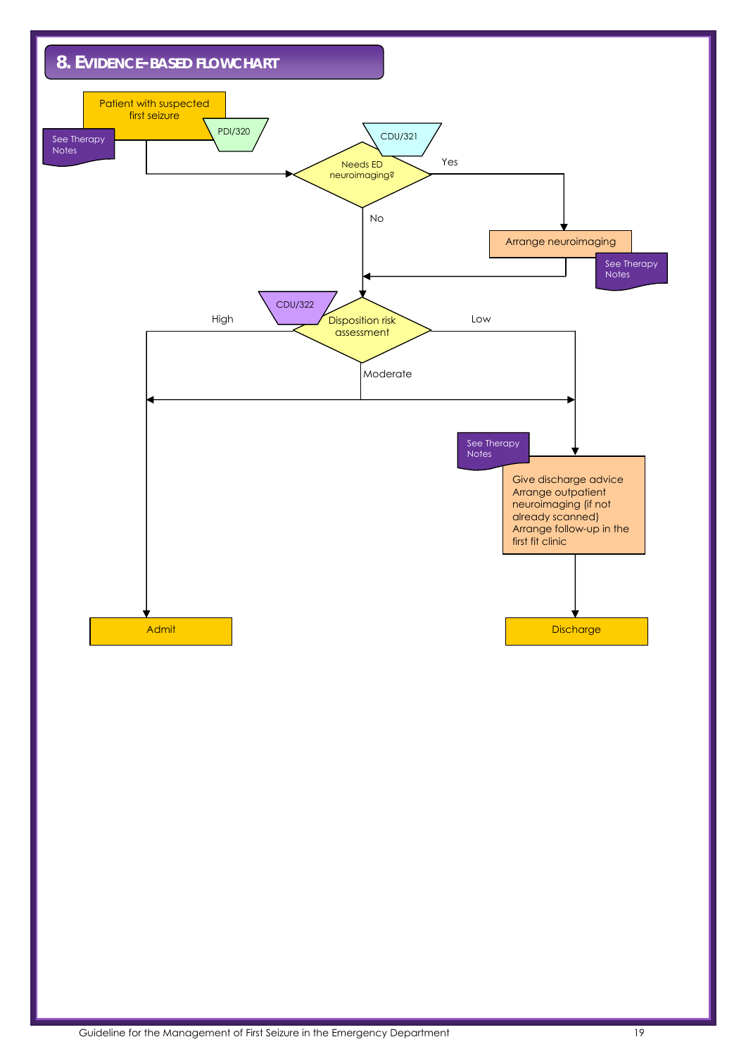## 8. Evidence-based flowchart

Patient with suspected first seizure

PDI/320

See Therapy Notes

CDU/321

Needs ED neuroimaging?

Yes

No

Arrange neuroimaging

See Therapy Notes

CDU/322

Disposition risk assessment

High

Low

Moderate

See Therapy Notes

Give discharge advice
Arrange outpatient neuroimaging (if not already scanned)
Arrange follow-up in the first fit clinic

Admit

Discharge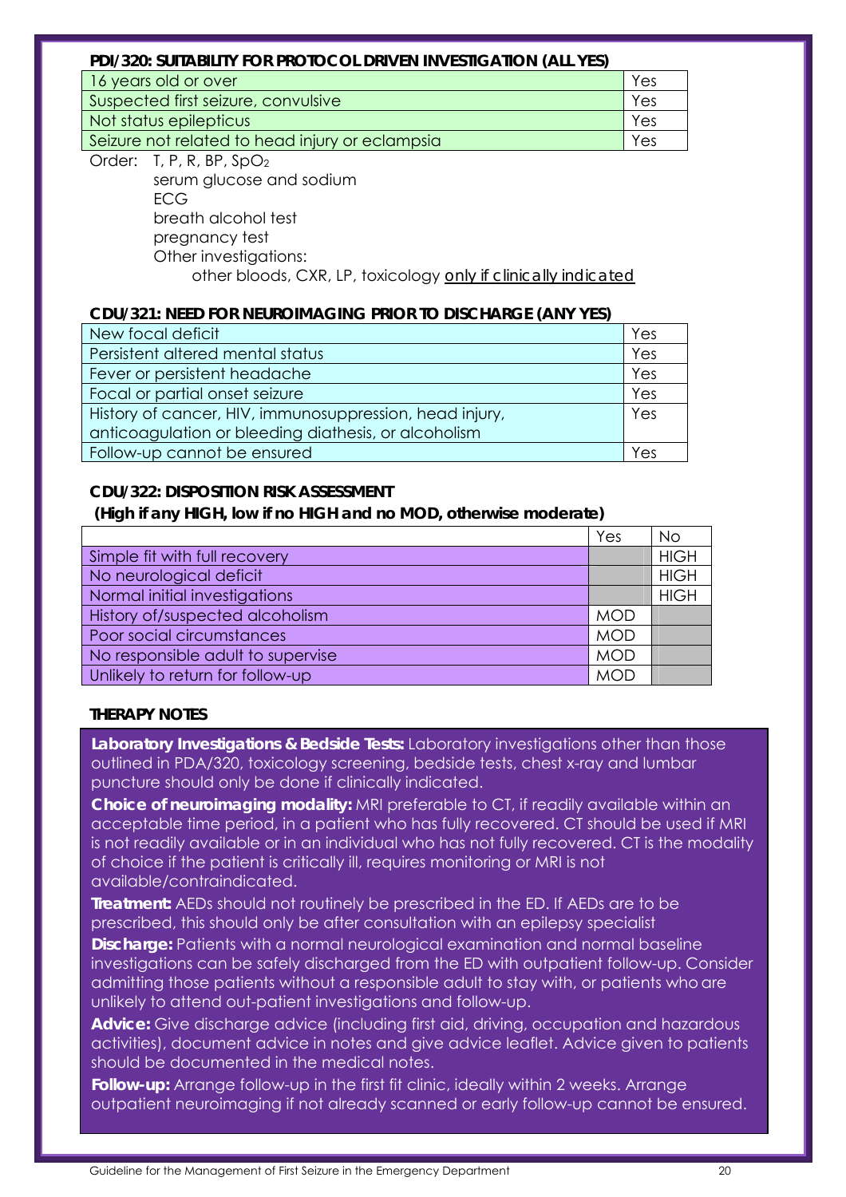**PDI/320: SUITABILITY FOR PROTOCOL DRIVEN INVESTIGATION (ALL YES)**

| | |
|---|---|
| 16 years old or over | Yes |
| Suspected first seizure, convulsive | Yes |
| Not status epilepticus | Yes |
| Seizure not related to head injury or eclampsia | Yes |

Order: T, P, R, BP, $SpO_2$
serum glucose and sodium
ECG
breath alcohol test
pregnancy test
Other investigations:
other bloods, CXR, LP, toxicology only if clinically indicated

**CDU/321: NEED FOR NEUROIMAGING PRIOR TO DISCHARGE (ANY YES)**

| | |
|---|---|
| New focal deficit | Yes |
| Persistent altered mental status | Yes |
| Fever or persistent headache | Yes |
| Focal or partial onset seizure | Yes |
| History of cancer, HIV, immunosuppression, head injury, anticoagulation or bleeding diathesis, or alcoholism | Yes |
| Follow-up cannot be ensured | Yes |

**CDU/322: DISPOSITION RISK ASSESSMENT**
**(High if any HIGH, low if no HIGH and no MOD, otherwise moderate)**

| | Yes | No |
|---|---|---|
| Simple fit with full recovery | | HIGH |
| No neurological deficit | | HIGH |
| Normal initial investigations | | HIGH |
| History of/suspected alcoholism | MOD | |
| Poor social circumstances | MOD | |
| No responsible adult to supervise | MOD | |
| Unlikely to return for follow-up | MOD | |

**THERAPY NOTES**

**Laboratory Investigations & Bedside Tests:** Laboratory investigations other than those outlined in PDA/320, toxicology screening, bedside tests, chest x-ray and lumbar puncture should only be done if clinically indicated.

**Choice of neuroimaging modality:** MRI preferable to CT, if readily available within an acceptable time period, in a patient who has fully recovered. CT should be used if MRI is not readily available or in an individual who has not fully recovered. CT is the modality of choice if the patient is critically ill, requires monitoring or MRI is not available/contraindicated.

**Treatment:** AEDs should not routinely be prescribed in the ED. If AEDs are to be prescribed, this should only be after consultation with an epilepsy specialist

**Discharge:** Patients with a normal neurological examination and normal baseline investigations can be safely discharged from the ED with outpatient follow-up. Consider admitting those patients without a responsible adult to stay with, or patients who are unlikely to attend out-patient investigations and follow-up.

**Advice:** Give discharge advice (including first aid, driving, occupation and hazardous activities), document advice in notes and give advice leaflet. Advice given to patients should be documented in the medical notes.

**Follow-up:** Arrange follow-up in the first fit clinic, ideally within 2 weeks. Arrange outpatient neuroimaging if not already scanned or early follow-up cannot be ensured.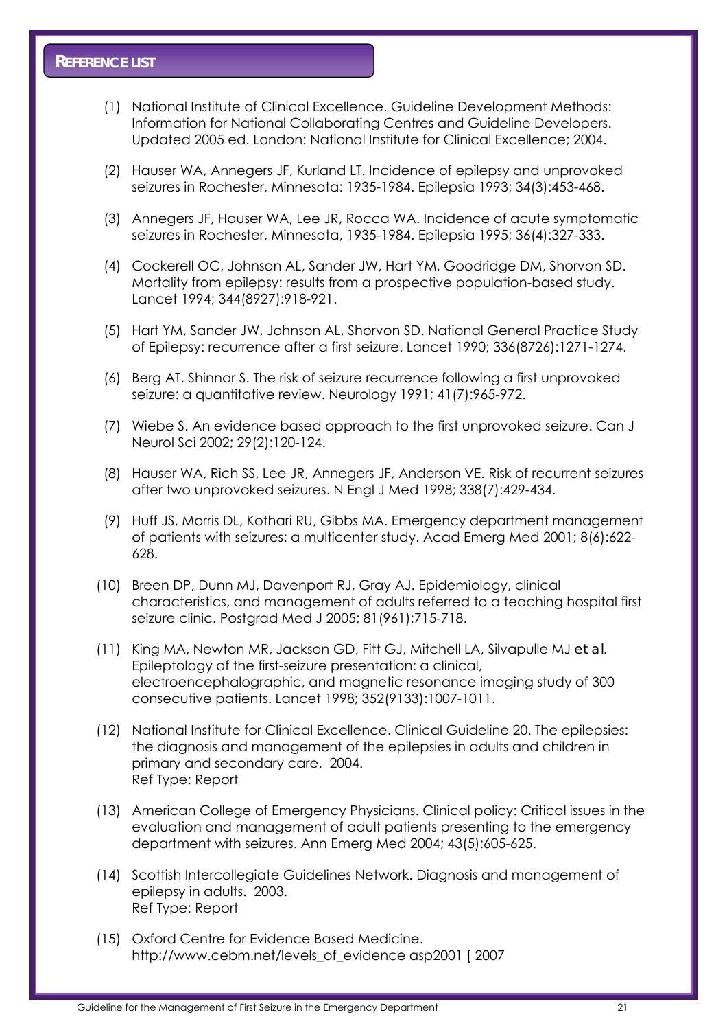## REFERENCE LIST

(1) National Institute of Clinical Excellence. Guideline Development Methods: Information for National Collaborating Centres and Guideline Developers. Updated 2005 ed. London: National Institute for Clinical Excellence; 2004.

(2) Hauser WA, Annegers JF, Kurland LT. Incidence of epilepsy and unprovoked seizures in Rochester, Minnesota: 1935-1984. Epilepsia 1993; 34(3):453-468.

(3) Annegers JF, Hauser WA, Lee JR, Rocca WA. Incidence of acute symptomatic seizures in Rochester, Minnesota, 1935-1984. Epilepsia 1995; 36(4):327-333.

(4) Cockerell OC, Johnson AL, Sander JW, Hart YM, Goodridge DM, Shorvon SD. Mortality from epilepsy: results from a prospective population-based study. Lancet 1994; 344(8927):918-921.

(5) Hart YM, Sander JW, Johnson AL, Shorvon SD. National General Practice Study of Epilepsy: recurrence after a first seizure. Lancet 1990; 336(8726):1271-1274.

(6) Berg AT, Shinnar S. The risk of seizure recurrence following a first unprovoked seizure: a quantitative review. Neurology 1991; 41(7):965-972.

(7) Wiebe S. An evidence based approach to the first unprovoked seizure. Can J Neurol Sci 2002; 29(2):120-124.

(8) Hauser WA, Rich SS, Lee JR, Annegers JF, Anderson VE. Risk of recurrent seizures after two unprovoked seizures. N Engl J Med 1998; 338(7):429-434.

(9) Huff JS, Morris DL, Kothari RU, Gibbs MA. Emergency department management of patients with seizures: a multicenter study. Acad Emerg Med 2001; 8(6):622-628.

(10) Breen DP, Dunn MJ, Davenport RJ, Gray AJ. Epidemiology, clinical characteristics, and management of adults referred to a teaching hospital first seizure clinic. Postgrad Med J 2005; 81(961):715-718.

(11) King MA, Newton MR, Jackson GD, Fitt GJ, Mitchell LA, Silvapulle MJ et al. Epileptology of the first-seizure presentation: a clinical, electroencephalographic, and magnetic resonance imaging study of 300 consecutive patients. Lancet 1998; 352(9133):1007-1011.

(12) National Institute for Clinical Excellence. Clinical Guideline 20. The epilepsies: the diagnosis and management of the epilepsies in adults and children in primary and secondary care. 2004.
Ref Type: Report

(13) American College of Emergency Physicians. Clinical policy: Critical issues in the evaluation and management of adult patients presenting to the emergency department with seizures. Ann Emerg Med 2004; 43(5):605-625.

(14) Scottish Intercollegiate Guidelines Network. Diagnosis and management of epilepsy in adults. 2003.
Ref Type: Report

(15) Oxford Centre for Evidence Based Medicine. http://www.cebm.net/levels_of_evidence asp2001 [ 2007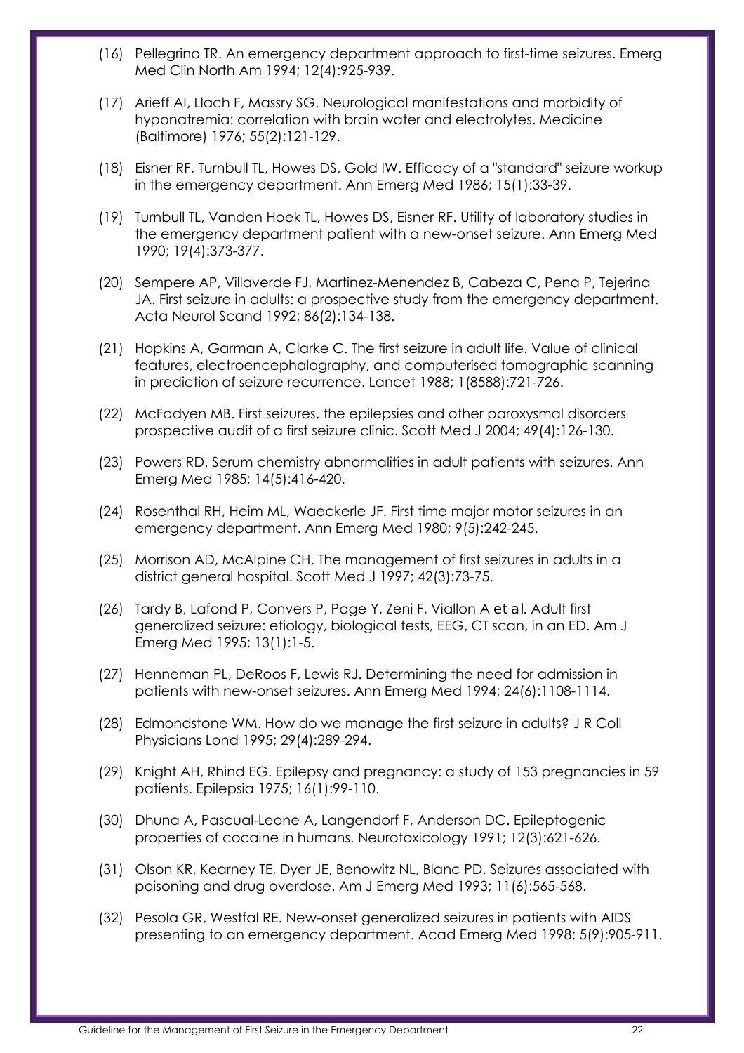(16) Pellegrino TR. An emergency department approach to first-time seizures. Emerg Med Clin North Am 1994; 12(4):925-939.

(17) Arieff AI, Llach F, Massry SG. Neurological manifestations and morbidity of hyponatremia: correlation with brain water and electrolytes. Medicine (Baltimore) 1976; 55(2):121-129.

(18) Eisner RF, Turnbull TL, Howes DS, Gold IW. Efficacy of a "standard" seizure workup in the emergency department. Ann Emerg Med 1986; 15(1):33-39.

(19) Turnbull TL, Vanden Hoek TL, Howes DS, Eisner RF. Utility of laboratory studies in the emergency department patient with a new-onset seizure. Ann Emerg Med 1990; 19(4):373-377.

(20) Sempere AP, Villaverde FJ, Martinez-Menendez B, Cabeza C, Pena P, Tejerina JA. First seizure in adults: a prospective study from the emergency department. Acta Neurol Scand 1992; 86(2):134-138.

(21) Hopkins A, Garman A, Clarke C. The first seizure in adult life. Value of clinical features, electroencephalography, and computerised tomographic scanning in prediction of seizure recurrence. Lancet 1988; 1(8588):721-726.

(22) McFadyen MB. First seizures, the epilepsies and other paroxysmal disorders prospective audit of a first seizure clinic. Scott Med J 2004; 49(4):126-130.

(23) Powers RD. Serum chemistry abnormalities in adult patients with seizures. Ann Emerg Med 1985; 14(5):416-420.

(24) Rosenthal RH, Heim ML, Waeckerle JF. First time major motor seizures in an emergency department. Ann Emerg Med 1980; 9(5):242-245.

(25) Morrison AD, McAlpine CH. The management of first seizures in adults in a district general hospital. Scott Med J 1997; 42(3):73-75.

(26) Tardy B, Lafond P, Convers P, Page Y, Zeni F, Viallon A et al. Adult first generalized seizure: etiology, biological tests, EEG, CT scan, in an ED. Am J Emerg Med 1995; 13(1):1-5.

(27) Henneman PL, DeRoos F, Lewis RJ. Determining the need for admission in patients with new-onset seizures. Ann Emerg Med 1994; 24(6):1108-1114.

(28) Edmondstone WM. How do we manage the first seizure in adults? J R Coll Physicians Lond 1995; 29(4):289-294.

(29) Knight AH, Rhind EG. Epilepsy and pregnancy: a study of 153 pregnancies in 59 patients. Epilepsia 1975; 16(1):99-110.

(30) Dhuna A, Pascual-Leone A, Langendorf F, Anderson DC. Epileptogenic properties of cocaine in humans. Neurotoxicology 1991; 12(3):621-626.

(31) Olson KR, Kearney TE, Dyer JE, Benowitz NL, Blanc PD. Seizures associated with poisoning and drug overdose. Am J Emerg Med 1993; 11(6):565-568.

(32) Pesola GR, Westfal RE. New-onset generalized seizures in patients with AIDS presenting to an emergency department. Acad Emerg Med 1998; 5(9):905-911.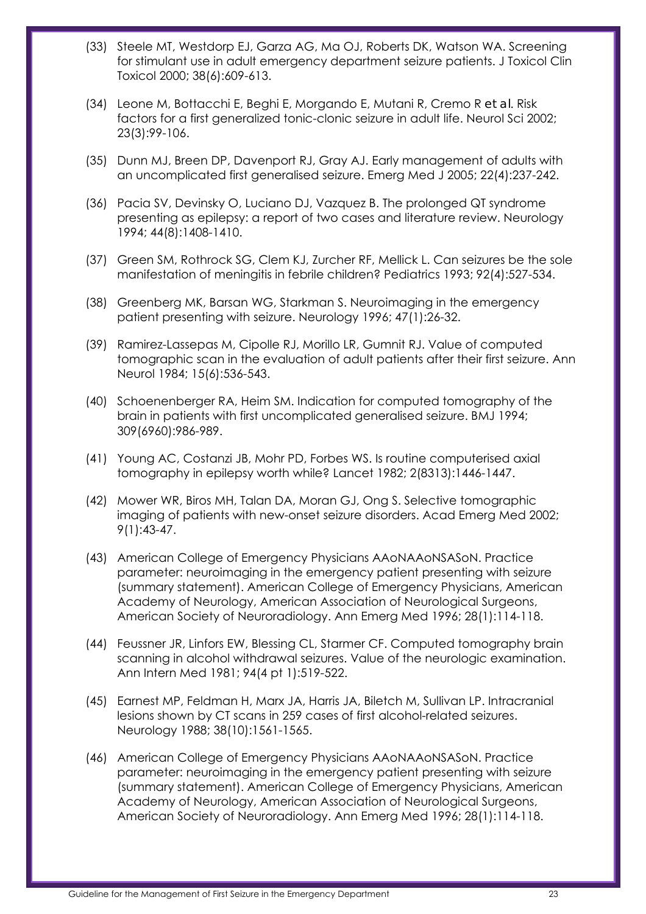(33) Steele MT, Westdorp EJ, Garza AG, Ma OJ, Roberts DK, Watson WA. Screening for stimulant use in adult emergency department seizure patients. J Toxicol Clin Toxicol 2000; 38(6):609-613.

(34) Leone M, Bottacchi E, Beghi E, Morgando E, Mutani R, Cremo R et al. Risk factors for a first generalized tonic-clonic seizure in adult life. Neurol Sci 2002; 23(3):99-106.

(35) Dunn MJ, Breen DP, Davenport RJ, Gray AJ. Early management of adults with an uncomplicated first generalised seizure. Emerg Med J 2005; 22(4):237-242.

(36) Pacia SV, Devinsky O, Luciano DJ, Vazquez B. The prolonged QT syndrome presenting as epilepsy: a report of two cases and literature review. Neurology 1994; 44(8):1408-1410.

(37) Green SM, Rothrock SG, Clem KJ, Zurcher RF, Mellick L. Can seizures be the sole manifestation of meningitis in febrile children? Pediatrics 1993; 92(4):527-534.

(38) Greenberg MK, Barsan WG, Starkman S. Neuroimaging in the emergency patient presenting with seizure. Neurology 1996; 47(1):26-32.

(39) Ramirez-Lassepas M, Cipolle RJ, Morillo LR, Gumnit RJ. Value of computed tomographic scan in the evaluation of adult patients after their first seizure. Ann Neurol 1984; 15(6):536-543.

(40) Schoenenberger RA, Heim SM. Indication for computed tomography of the brain in patients with first uncomplicated generalised seizure. BMJ 1994; 309(6960):986-989.

(41) Young AC, Costanzi JB, Mohr PD, Forbes WS. Is routine computerised axial tomography in epilepsy worth while? Lancet 1982; 2(8313):1446-1447.

(42) Mower WR, Biros MH, Talan DA, Moran GJ, Ong S. Selective tomographic imaging of patients with new-onset seizure disorders. Acad Emerg Med 2002; 9(1):43-47.

(43) American College of Emergency Physicians AAoNAAoNSASoN. Practice parameter: neuroimaging in the emergency patient presenting with seizure (summary statement). American College of Emergency Physicians, American Academy of Neurology, American Association of Neurological Surgeons, American Society of Neuroradiology. Ann Emerg Med 1996; 28(1):114-118.

(44) Feussner JR, Linfors EW, Blessing CL, Starmer CF. Computed tomography brain scanning in alcohol withdrawal seizures. Value of the neurologic examination. Ann Intern Med 1981; 94(4 pt 1):519-522.

(45) Earnest MP, Feldman H, Marx JA, Harris JA, Biletch M, Sullivan LP. Intracranial lesions shown by CT scans in 259 cases of first alcohol-related seizures. Neurology 1988; 38(10):1561-1565.

(46) American College of Emergency Physicians AAoNAAoNSASoN. Practice parameter: neuroimaging in the emergency patient presenting with seizure (summary statement). American College of Emergency Physicians, American Academy of Neurology, American Association of Neurological Surgeons, American Society of Neuroradiology. Ann Emerg Med 1996; 28(1):114-118.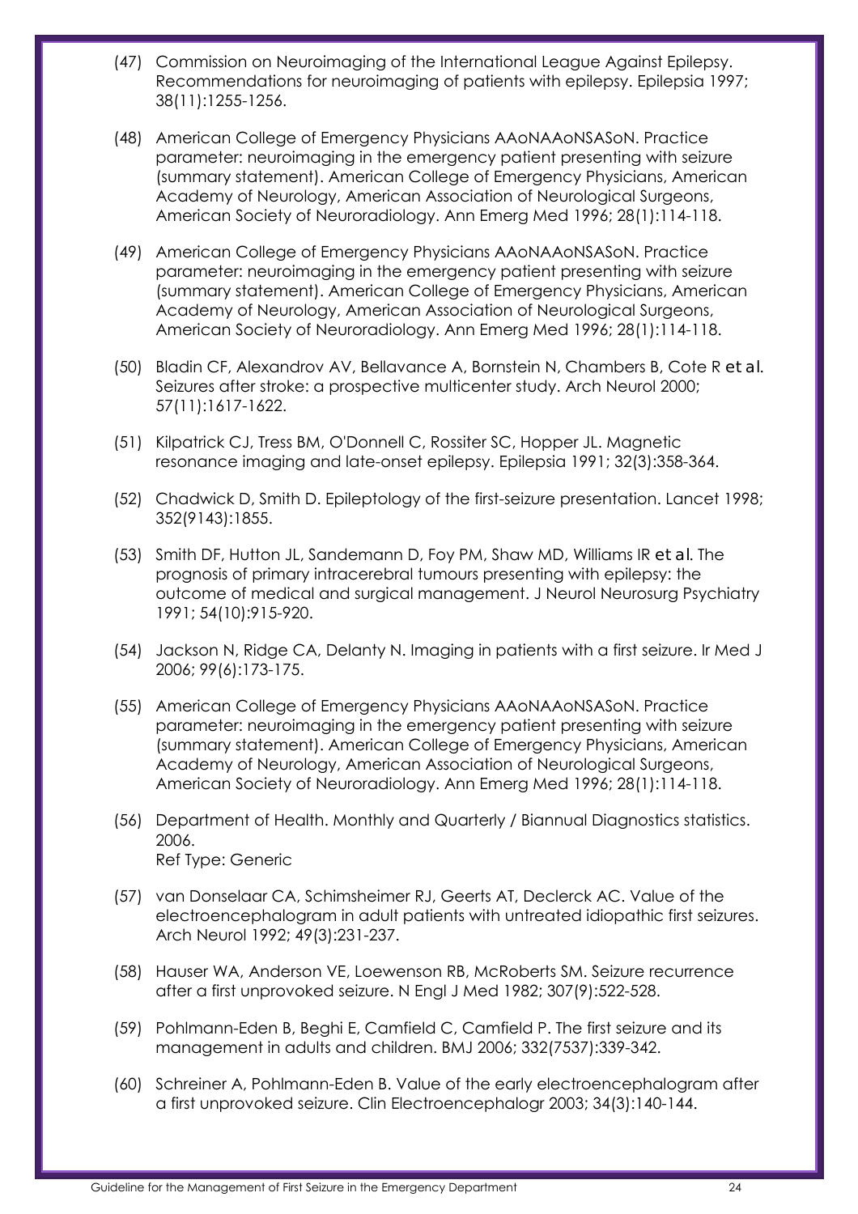(47) Commission on Neuroimaging of the International League Against Epilepsy. Recommendations for neuroimaging of patients with epilepsy. Epilepsia 1997; 38(11):1255-1256.

(48) American College of Emergency Physicians AAoNAAoNSASoN. Practice parameter: neuroimaging in the emergency patient presenting with seizure (summary statement). American College of Emergency Physicians, American Academy of Neurology, American Association of Neurological Surgeons, American Society of Neuroradiology. Ann Emerg Med 1996; 28(1):114-118.

(49) American College of Emergency Physicians AAoNAAoNSASoN. Practice parameter: neuroimaging in the emergency patient presenting with seizure (summary statement). American College of Emergency Physicians, American Academy of Neurology, American Association of Neurological Surgeons, American Society of Neuroradiology. Ann Emerg Med 1996; 28(1):114-118.

(50) Bladin CF, Alexandrov AV, Bellavance A, Bornstein N, Chambers B, Cote R et al. Seizures after stroke: a prospective multicenter study. Arch Neurol 2000; 57(11):1617-1622.

(51) Kilpatrick CJ, Tress BM, O'Donnell C, Rossiter SC, Hopper JL. Magnetic resonance imaging and late-onset epilepsy. Epilepsia 1991; 32(3):358-364.

(52) Chadwick D, Smith D. Epileptology of the first-seizure presentation. Lancet 1998; 352(9143):1855.

(53) Smith DF, Hutton JL, Sandemann D, Foy PM, Shaw MD, Williams IR et al. The prognosis of primary intracerebral tumours presenting with epilepsy: the outcome of medical and surgical management. J Neurol Neurosurg Psychiatry 1991; 54(10):915-920.

(54) Jackson N, Ridge CA, Delanty N. Imaging in patients with a first seizure. Ir Med J 2006; 99(6):173-175.

(55) American College of Emergency Physicians AAoNAAoNSASoN. Practice parameter: neuroimaging in the emergency patient presenting with seizure (summary statement). American College of Emergency Physicians, American Academy of Neurology, American Association of Neurological Surgeons, American Society of Neuroradiology. Ann Emerg Med 1996; 28(1):114-118.

(56) Department of Health. Monthly and Quarterly / Biannual Diagnostics statistics. 2006.
Ref Type: Generic

(57) van Donselaar CA, Schimsheimer RJ, Geerts AT, Declerck AC. Value of the electroencephalogram in adult patients with untreated idiopathic first seizures. Arch Neurol 1992; 49(3):231-237.

(58) Hauser WA, Anderson VE, Loewenson RB, McRoberts SM. Seizure recurrence after a first unprovoked seizure. N Engl J Med 1982; 307(9):522-528.

(59) Pohlmann-Eden B, Beghi E, Camfield C, Camfield P. The first seizure and its management in adults and children. BMJ 2006; 332(7537):339-342.

(60) Schreiner A, Pohlmann-Eden B. Value of the early electroencephalogram after a first unprovoked seizure. Clin Electroencephalogr 2003; 34(3):140-144.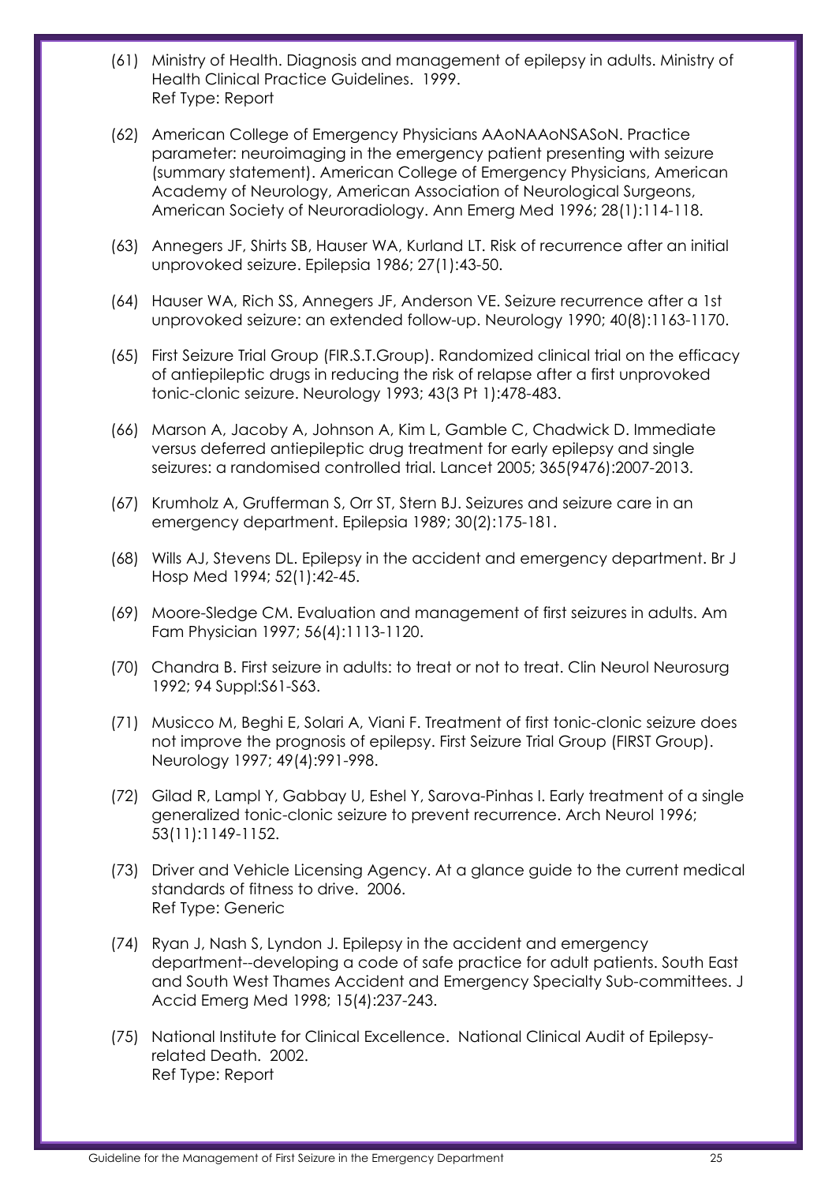(61) Ministry of Health. Diagnosis and management of epilepsy in adults. Ministry of Health Clinical Practice Guidelines. 1999.
Ref Type: Report

(62) American College of Emergency Physicians AAoNAAoNSASoN. Practice parameter: neuroimaging in the emergency patient presenting with seizure (summary statement). American College of Emergency Physicians, American Academy of Neurology, American Association of Neurological Surgeons, American Society of Neuroradiology. Ann Emerg Med 1996; 28(1):114-118.

(63) Annegers JF, Shirts SB, Hauser WA, Kurland LT. Risk of recurrence after an initial unprovoked seizure. Epilepsia 1986; 27(1):43-50.

(64) Hauser WA, Rich SS, Annegers JF, Anderson VE. Seizure recurrence after a 1st unprovoked seizure: an extended follow-up. Neurology 1990; 40(8):1163-1170.

(65) First Seizure Trial Group (FIR.S.T.Group). Randomized clinical trial on the efficacy of antiepileptic drugs in reducing the risk of relapse after a first unprovoked tonic-clonic seizure. Neurology 1993; 43(3 Pt 1):478-483.

(66) Marson A, Jacoby A, Johnson A, Kim L, Gamble C, Chadwick D. Immediate versus deferred antiepileptic drug treatment for early epilepsy and single seizures: a randomised controlled trial. Lancet 2005; 365(9476):2007-2013.

(67) Krumholz A, Grufferman S, Orr ST, Stern BJ. Seizures and seizure care in an emergency department. Epilepsia 1989; 30(2):175-181.

(68) Wills AJ, Stevens DL. Epilepsy in the accident and emergency department. Br J Hosp Med 1994; 52(1):42-45.

(69) Moore-Sledge CM. Evaluation and management of first seizures in adults. Am Fam Physician 1997; 56(4):1113-1120.

(70) Chandra B. First seizure in adults: to treat or not to treat. Clin Neurol Neurosurg 1992; 94 Suppl:S61-S63.

(71) Musicco M, Beghi E, Solari A, Viani F. Treatment of first tonic-clonic seizure does not improve the prognosis of epilepsy. First Seizure Trial Group (FIRST Group). Neurology 1997; 49(4):991-998.

(72) Gilad R, Lampl Y, Gabbay U, Eshel Y, Sarova-Pinhas I. Early treatment of a single generalized tonic-clonic seizure to prevent recurrence. Arch Neurol 1996; 53(11):1149-1152.

(73) Driver and Vehicle Licensing Agency. At a glance guide to the current medical standards of fitness to drive. 2006.
Ref Type: Generic

(74) Ryan J, Nash S, Lyndon J. Epilepsy in the accident and emergency department--developing a code of safe practice for adult patients. South East and South West Thames Accident and Emergency Specialty Sub-committees. J Accid Emerg Med 1998; 15(4):237-243.

(75) National Institute for Clinical Excellence. National Clinical Audit of Epilepsy-related Death. 2002.
Ref Type: Report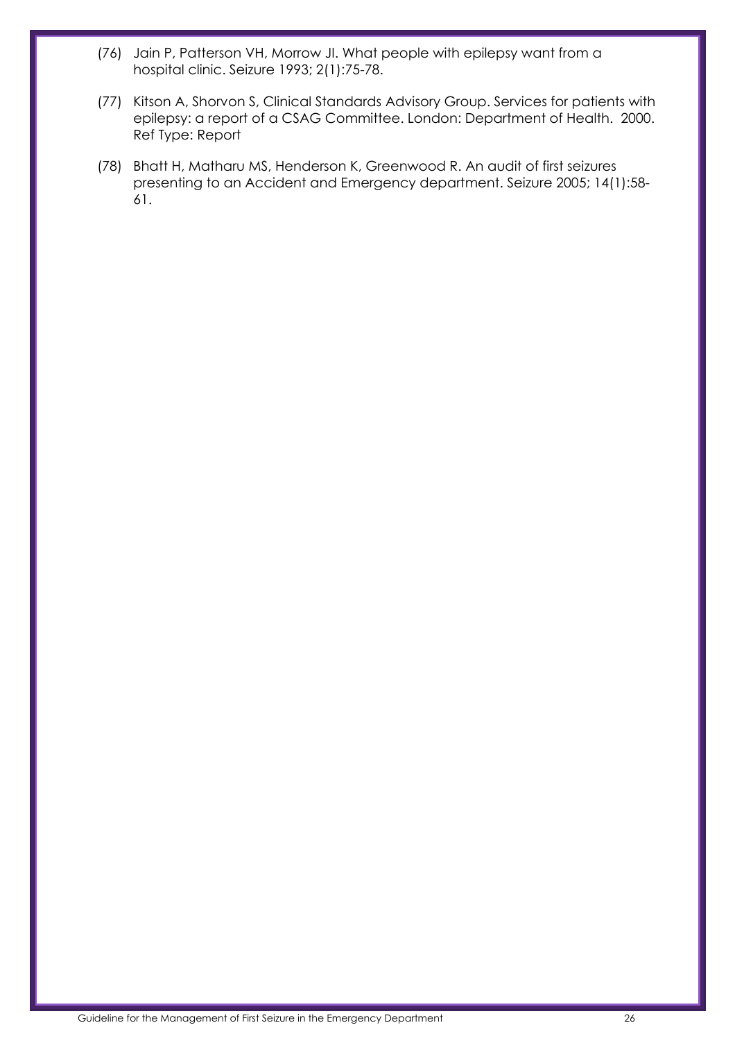(76) Jain P, Patterson VH, Morrow JI. What people with epilepsy want from a hospital clinic. Seizure 1993; 2(1):75-78.

(77) Kitson A, Shorvon S, Clinical Standards Advisory Group. Services for patients with epilepsy: a report of a CSAG Committee. London: Department of Health. 2000. Ref Type: Report

(78) Bhatt H, Matharu MS, Henderson K, Greenwood R. An audit of first seizures presenting to an Accident and Emergency department. Seizure 2005; 14(1):58-61.